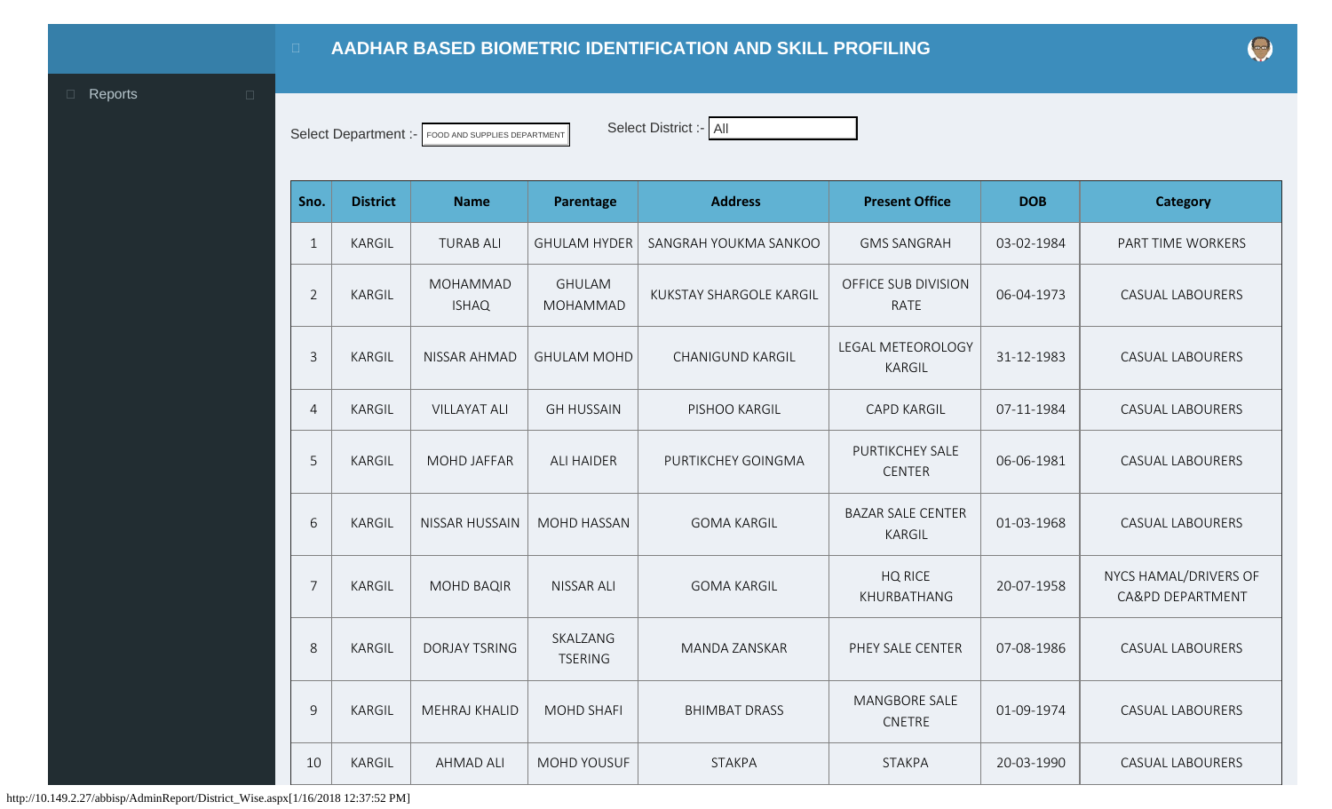# AADHAR BASED BIOMETRIC IDENTIFICATION AND SKILL PROFILING

Reports

Select Department :- FOOD AND SUPPLIES DEPARTMENT

Select District :- All

| Sno. | District | Name | Parentage | Address | Present Office | DOB | Category |
|---|---|---|---|---|---|---|---|
| 1 | KARGIL | TURAB ALI | GHULAM HYDER | SANGRAH YOUKMA SANKOO | GMS SANGRAH | 03-02-1984 | PART TIME WORKERS |
| 2 | KARGIL | MOHAMMAD ISHAQ | GHULAM MOHAMMAD | KUKSTAY SHARGOLE KARGIL | OFFICE SUB DIVISION RATE | 06-04-1973 | CASUAL LABOURERS |
| 3 | KARGIL | NISSAR AHMAD | GHULAM MOHD | CHANIGUND KARGIL | LEGAL METEOROLOGY KARGIL | 31-12-1983 | CASUAL LABOURERS |
| 4 | KARGIL | VILLAYAT ALI | GH HUSSAIN | PISHOO KARGIL | CAPD KARGIL | 07-11-1984 | CASUAL LABOURERS |
| 5 | KARGIL | MOHD JAFFAR | ALI HAIDER | PURTIKCHEY GOINGMA | PURTIKCHEY SALE CENTER | 06-06-1981 | CASUAL LABOURERS |
| 6 | KARGIL | NISSAR HUSSAIN | MOHD HASSAN | GOMA KARGIL | BAZAR SALE CENTER KARGIL | 01-03-1968 | CASUAL LABOURERS |
| 7 | KARGIL | MOHD BAQIR | NISSAR ALI | GOMA KARGIL | HQ RICE KHURBATHANG | 20-07-1958 | NYCS HAMAL/DRIVERS OF CA&PD DEPARTMENT |
| 8 | KARGIL | DORJAY TSRING | SKALZANG TSERING | MANDA ZANSKAR | PHEY SALE CENTER | 07-08-1986 | CASUAL LABOURERS |
| 9 | KARGIL | MEHRAJ KHALID | MOHD SHAFI | BHIMBAT DRASS | MANGBORE SALE CNETRE | 01-09-1974 | CASUAL LABOURERS |
| 10 | KARGIL | AHMAD ALI | MOHD YOUSUF | STAKPA | STAKPA | 20-03-1990 | CASUAL LABOURERS |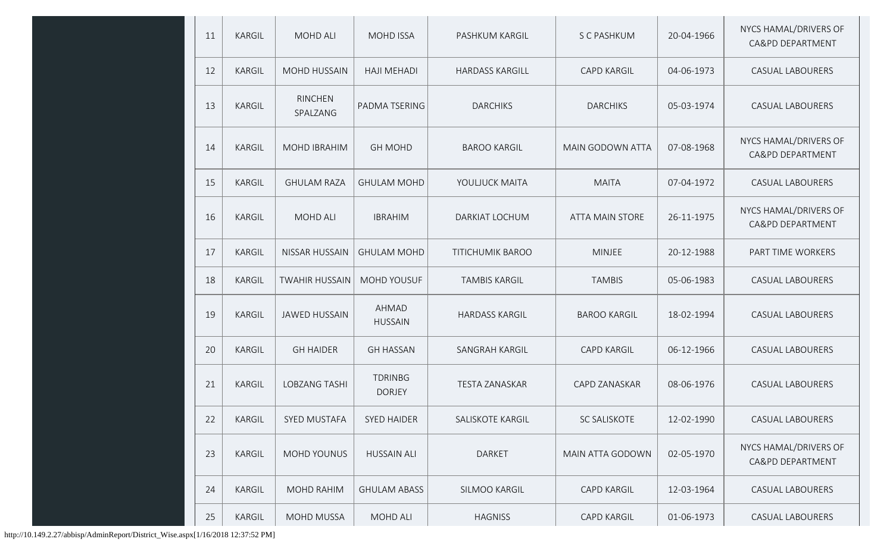| | | | | | | | |
|---|---|---|---|---|---|---|---|
| 11 | KARGIL | MOHD ALI | MOHD ISSA | PASHKUM KARGIL | S C PASHKUM | 20-04-1966 | NYCS HAMAL/DRIVERS OF CA&PD DEPARTMENT |
| 12 | KARGIL | MOHD HUSSAIN | HAJI MEHADI | HARDASS KARGILL | CAPD KARGIL | 04-06-1973 | CASUAL LABOURERS |
| 13 | KARGIL | RINCHEN SPALZANG | PADMA TSERING | DARCHIKS | DARCHIKS | 05-03-1974 | CASUAL LABOURERS |
| 14 | KARGIL | MOHD IBRAHIM | GH MOHD | BAROO KARGIL | MAIN GODOWN ATTA | 07-08-1968 | NYCS HAMAL/DRIVERS OF CA&PD DEPARTMENT |
| 15 | KARGIL | GHULAM RAZA | GHULAM MOHD | YOULJUCK MAITA | MAITA | 07-04-1972 | CASUAL LABOURERS |
| 16 | KARGIL | MOHD ALI | IBRAHIM | DARKIAT LOCHUM | ATTA MAIN STORE | 26-11-1975 | NYCS HAMAL/DRIVERS OF CA&PD DEPARTMENT |
| 17 | KARGIL | NISSAR HUSSAIN | GHULAM MOHD | TITICHUMIK BAROO | MINJEE | 20-12-1988 | PART TIME WORKERS |
| 18 | KARGIL | TWAHIR HUSSAIN | MOHD YOUSUF | TAMBIS KARGIL | TAMBIS | 05-06-1983 | CASUAL LABOURERS |
| 19 | KARGIL | JAWED HUSSAIN | AHMAD HUSSAIN | HARDASS KARGIL | BAROO KARGIL | 18-02-1994 | CASUAL LABOURERS |
| 20 | KARGIL | GH HAIDER | GH HASSAN | SANGRAH KARGIL | CAPD KARGIL | 06-12-1966 | CASUAL LABOURERS |
| 21 | KARGIL | LOBZANG TASHI | TDRINBG DORJEY | TESTA ZANASKAR | CAPD ZANASKAR | 08-06-1976 | CASUAL LABOURERS |
| 22 | KARGIL | SYED MUSTAFA | SYED HAIDER | SALISKOTE KARGIL | SC SALISKOTE | 12-02-1990 | CASUAL LABOURERS |
| 23 | KARGIL | MOHD YOUNUS | HUSSAIN ALI | DARKET | MAIN ATTA GODOWN | 02-05-1970 | NYCS HAMAL/DRIVERS OF CA&PD DEPARTMENT |
| 24 | KARGIL | MOHD RAHIM | GHULAM ABASS | SILMOO KARGIL | CAPD KARGIL | 12-03-1964 | CASUAL LABOURERS |
| 25 | KARGIL | MOHD MUSSA | MOHD ALI | HAGNISS | CAPD KARGIL | 01-06-1973 | CASUAL LABOURERS |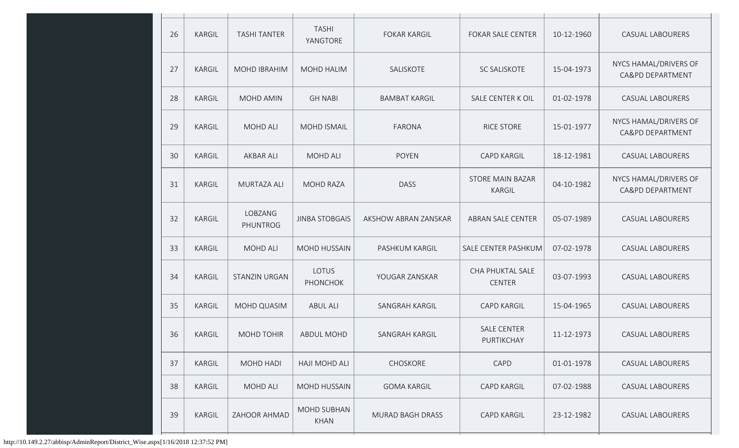| | | | | | | | |
|---|---|---|---|---|---|---|---|
| 26 | KARGIL | TASHI TANTER | TASHI YANGTORE | FOKAR KARGIL | FOKAR SALE CENTER | 10-12-1960 | CASUAL LABOURERS |
| 27 | KARGIL | MOHD IBRAHIM | MOHD HALIM | SALISKOTE | SC SALISKOTE | 15-04-1973 | NYCS HAMAL/DRIVERS OF CA&PD DEPARTMENT |
| 28 | KARGIL | MOHD AMIN | GH NABI | BAMBAT KARGIL | SALE CENTER K OIL | 01-02-1978 | CASUAL LABOURERS |
| 29 | KARGIL | MOHD ALI | MOHD ISMAIL | FARONA | RICE STORE | 15-01-1977 | NYCS HAMAL/DRIVERS OF CA&PD DEPARTMENT |
| 30 | KARGIL | AKBAR ALI | MOHD ALI | POYEN | CAPD KARGIL | 18-12-1981 | CASUAL LABOURERS |
| 31 | KARGIL | MURTAZA ALI | MOHD RAZA | DASS | STORE MAIN BAZAR KARGIL | 04-10-1982 | NYCS HAMAL/DRIVERS OF CA&PD DEPARTMENT |
| 32 | KARGIL | LOBZANG PHUNTROG | JINBA STOBGAIS | AKSHOW ABRAN ZANSKAR | ABRAN SALE CENTER | 05-07-1989 | CASUAL LABOURERS |
| 33 | KARGIL | MOHD ALI | MOHD HUSSAIN | PASHKUM KARGIL | SALE CENTER PASHKUM | 07-02-1978 | CASUAL LABOURERS |
| 34 | KARGIL | STANZIN URGAN | LOTUS PHONCHOK | YOUGAR ZANSKAR | CHA PHUKTAL SALE CENTER | 03-07-1993 | CASUAL LABOURERS |
| 35 | KARGIL | MOHD QUASIM | ABUL ALI | SANGRAH KARGIL | CAPD KARGIL | 15-04-1965 | CASUAL LABOURERS |
| 36 | KARGIL | MOHD TOHIR | ABDUL MOHD | SANGRAH KARGIL | SALE CENTER PURTIKCHAY | 11-12-1973 | CASUAL LABOURERS |
| 37 | KARGIL | MOHD HADI | HAJI MOHD ALI | CHOSKORE | CAPD | 01-01-1978 | CASUAL LABOURERS |
| 38 | KARGIL | MOHD ALI | MOHD HUSSAIN | GOMA KARGIL | CAPD KARGIL | 07-02-1988 | CASUAL LABOURERS |
| 39 | KARGIL | ZAHOOR AHMAD | MOHD SUBHAN KHAN | MURAD BAGH DRASS | CAPD KARGIL | 23-12-1982 | CASUAL LABOURERS |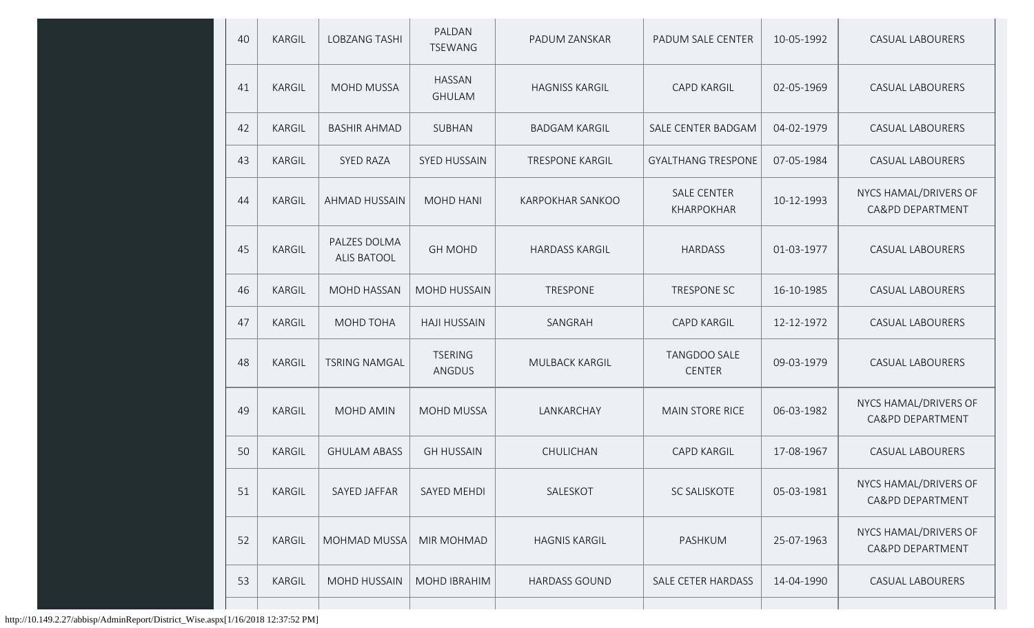| 40 | KARGIL | LOBZANG TASHI | PALDAN TSEWANG | PADUM ZANSKAR | PADUM SALE CENTER | 10-05-1992 | CASUAL LABOURERS |
|---|---|---|---|---|---|---|---|
| 41 | KARGIL | MOHD MUSSA | HASSAN GHULAM | HAGNISS KARGIL | CAPD KARGIL | 02-05-1969 | CASUAL LABOURERS |
| 42 | KARGIL | BASHIR AHMAD | SUBHAN | BADGAM KARGIL | SALE CENTER BADGAM | 04-02-1979 | CASUAL LABOURERS |
| 43 | KARGIL | SYED RAZA | SYED HUSSAIN | TRESPONE KARGIL | GYALTHANG TRESPONE | 07-05-1984 | CASUAL LABOURERS |
| 44 | KARGIL | AHMAD HUSSAIN | MOHD HANI | KARPOKHAR SANKOO | SALE CENTER KHARPOKHAR | 10-12-1993 | NYCS HAMAL/DRIVERS OF CA&PD DEPARTMENT |
| 45 | KARGIL | PALZES DOLMA ALIS BATOOL | GH MOHD | HARDASS KARGIL | HARDASS | 01-03-1977 | CASUAL LABOURERS |
| 46 | KARGIL | MOHD HASSAN | MOHD HUSSAIN | TRESPONE | TRESPONE SC | 16-10-1985 | CASUAL LABOURERS |
| 47 | KARGIL | MOHD TOHA | HAJI HUSSAIN | SANGRAH | CAPD KARGIL | 12-12-1972 | CASUAL LABOURERS |
| 48 | KARGIL | TSRING NAMGAL | TSERING ANGDUS | MULBACK KARGIL | TANGDOO SALE CENTER | 09-03-1979 | CASUAL LABOURERS |
| 49 | KARGIL | MOHD AMIN | MOHD MUSSA | LANKARCHAY | MAIN STORE RICE | 06-03-1982 | NYCS HAMAL/DRIVERS OF CA&PD DEPARTMENT |
| 50 | KARGIL | GHULAM ABASS | GH HUSSAIN | CHULICHAN | CAPD KARGIL | 17-08-1967 | CASUAL LABOURERS |
| 51 | KARGIL | SAYED JAFFAR | SAYED MEHDI | SALESKOT | SC SALISKOTE | 05-03-1981 | NYCS HAMAL/DRIVERS OF CA&PD DEPARTMENT |
| 52 | KARGIL | MOHMAD MUSSA | MIR MOHMAD | HAGNIS KARGIL | PASHKUM | 25-07-1963 | NYCS HAMAL/DRIVERS OF CA&PD DEPARTMENT |
| 53 | KARGIL | MOHD HUSSAIN | MOHD IBRAHIM | HARDASS GOUND | SALE CETER HARDASS | 14-04-1990 | CASUAL LABOURERS |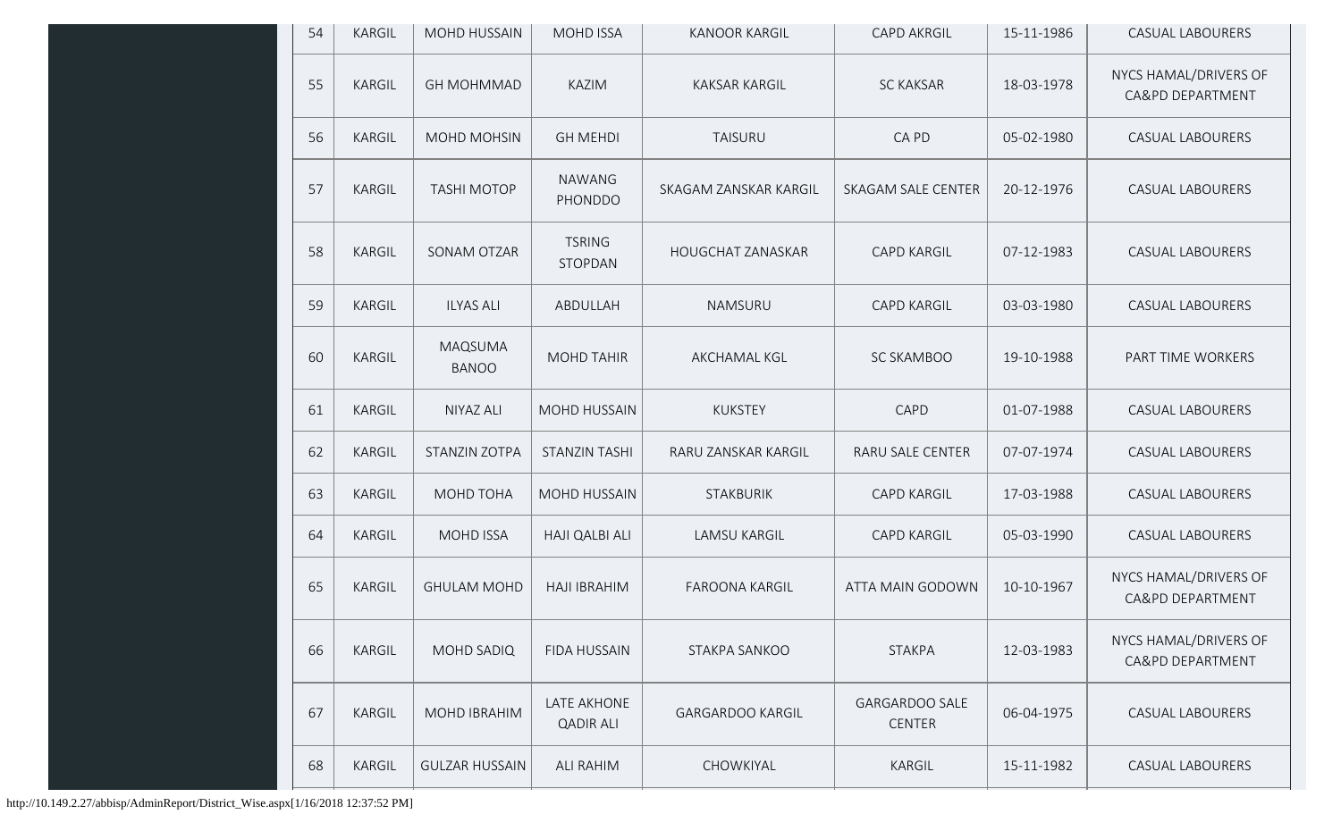| 54 | KARGIL | MOHD HUSSAIN | MOHD ISSA | KANOOR KARGIL | CAPD AKRGIL | 15-11-1986 | CASUAL LABOURERS |
|---|---|---|---|---|---|---|---|
| 55 | KARGIL | GH MOHMMAD | KAZIM | KAKSAR KARGIL | SC KAKSAR | 18-03-1978 | NYCS HAMAL/DRIVERS OF CA&PD DEPARTMENT |
| 56 | KARGIL | MOHD MOHSIN | GH MEHDI | TAISURU | CA PD | 05-02-1980 | CASUAL LABOURERS |
| 57 | KARGIL | TASHI MOTOP | NAWANG PHONDDO | SKAGAM ZANSKAR KARGIL | SKAGAM SALE CENTER | 20-12-1976 | CASUAL LABOURERS |
| 58 | KARGIL | SONAM OTZAR | TSRING STOPDAN | HOUGCHAT ZANASKAR | CAPD KARGIL | 07-12-1983 | CASUAL LABOURERS |
| 59 | KARGIL | ILYAS ALI | ABDULLAH | NAMSURU | CAPD KARGIL | 03-03-1980 | CASUAL LABOURERS |
| 60 | KARGIL | MAQSUMA BANOO | MOHD TAHIR | AKCHAMAL KGL | SC SKAMBOO | 19-10-1988 | PART TIME WORKERS |
| 61 | KARGIL | NIYAZ ALI | MOHD HUSSAIN | KUKSTEY | CAPD | 01-07-1988 | CASUAL LABOURERS |
| 62 | KARGIL | STANZIN ZOTPA | STANZIN TASHI | RARU ZANSKAR KARGIL | RARU SALE CENTER | 07-07-1974 | CASUAL LABOURERS |
| 63 | KARGIL | MOHD TOHA | MOHD HUSSAIN | STAKBURIK | CAPD KARGIL | 17-03-1988 | CASUAL LABOURERS |
| 64 | KARGIL | MOHD ISSA | HAJI QALBI ALI | LAMSU KARGIL | CAPD KARGIL | 05-03-1990 | CASUAL LABOURERS |
| 65 | KARGIL | GHULAM MOHD | HAJI IBRAHIM | FAROONA KARGIL | ATTA MAIN GODOWN | 10-10-1967 | NYCS HAMAL/DRIVERS OF CA&PD DEPARTMENT |
| 66 | KARGIL | MOHD SADIQ | FIDA HUSSAIN | STAKPA SANKOO | STAKPA | 12-03-1983 | NYCS HAMAL/DRIVERS OF CA&PD DEPARTMENT |
| 67 | KARGIL | MOHD IBRAHIM | LATE AKHONE QADIR ALI | GARGARDOO KARGIL | GARGARDOO SALE CENTER | 06-04-1975 | CASUAL LABOURERS |
| 68 | KARGIL | GULZAR HUSSAIN | ALI RAHIM | CHOWKIYAL | KARGIL | 15-11-1982 | CASUAL LABOURERS |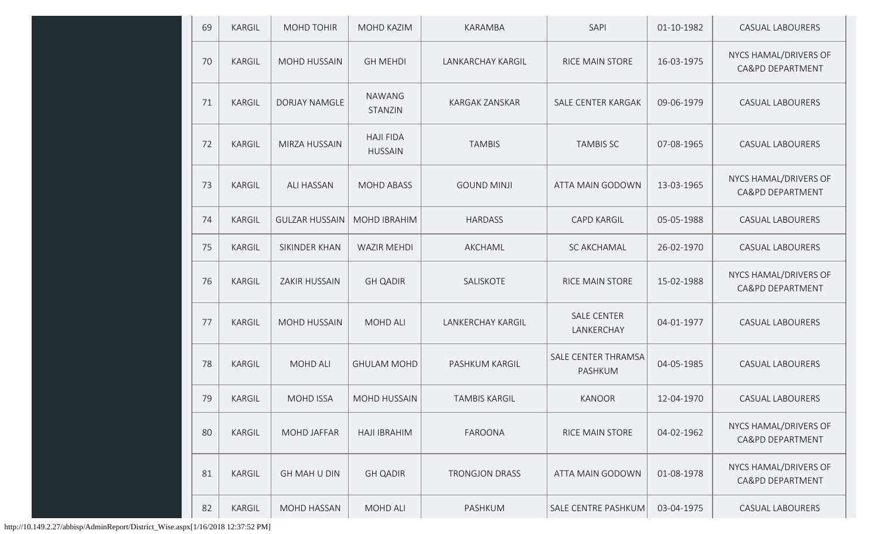| 69 | KARGIL | MOHD TOHIR | MOHD KAZIM | KARAMBA | SAPI | 01-10-1982 | CASUAL LABOURERS |
|---|---|---|---|---|---|---|---|
| 70 | KARGIL | MOHD HUSSAIN | GH MEHDI | LANKARCHAY KARGIL | RICE MAIN STORE | 16-03-1975 | NYCS HAMAL/DRIVERS OF CA&PD DEPARTMENT |
| 71 | KARGIL | DORJAY NAMGLE | NAWANG STANZIN | KARGAK ZANSKAR | SALE CENTER KARGAK | 09-06-1979 | CASUAL LABOURERS |
| 72 | KARGIL | MIRZA HUSSAIN | HAJI FIDA HUSSAIN | TAMBIS | TAMBIS SC | 07-08-1965 | CASUAL LABOURERS |
| 73 | KARGIL | ALI HASSAN | MOHD ABASS | GOUND MINJI | ATTA MAIN GODOWN | 13-03-1965 | NYCS HAMAL/DRIVERS OF CA&PD DEPARTMENT |
| 74 | KARGIL | GULZAR HUSSAIN | MOHD IBRAHIM | HARDASS | CAPD KARGIL | 05-05-1988 | CASUAL LABOURERS |
| 75 | KARGIL | SIKINDER KHAN | WAZIR MEHDI | AKCHAML | SC AKCHAMAL | 26-02-1970 | CASUAL LABOURERS |
| 76 | KARGIL | ZAKIR HUSSAIN | GH QADIR | SALISKOTE | RICE MAIN STORE | 15-02-1988 | NYCS HAMAL/DRIVERS OF CA&PD DEPARTMENT |
| 77 | KARGIL | MOHD HUSSAIN | MOHD ALI | LANKERCHAY KARGIL | SALE CENTER LANKERCHAY | 04-01-1977 | CASUAL LABOURERS |
| 78 | KARGIL | MOHD ALI | GHULAM MOHD | PASHKUM KARGIL | SALE CENTER THRAMSA PASHKUM | 04-05-1985 | CASUAL LABOURERS |
| 79 | KARGIL | MOHD ISSA | MOHD HUSSAIN | TAMBIS KARGIL | KANOOR | 12-04-1970 | CASUAL LABOURERS |
| 80 | KARGIL | MOHD JAFFAR | HAJI IBRAHIM | FAROONA | RICE MAIN STORE | 04-02-1962 | NYCS HAMAL/DRIVERS OF CA&PD DEPARTMENT |
| 81 | KARGIL | GH MAH U DIN | GH QADIR | TRONGJON DRASS | ATTA MAIN GODOWN | 01-08-1978 | NYCS HAMAL/DRIVERS OF CA&PD DEPARTMENT |
| 82 | KARGIL | MOHD HASSAN | MOHD ALI | PASHKUM | SALE CENTRE PASHKUM | 03-04-1975 | CASUAL LABOURERS |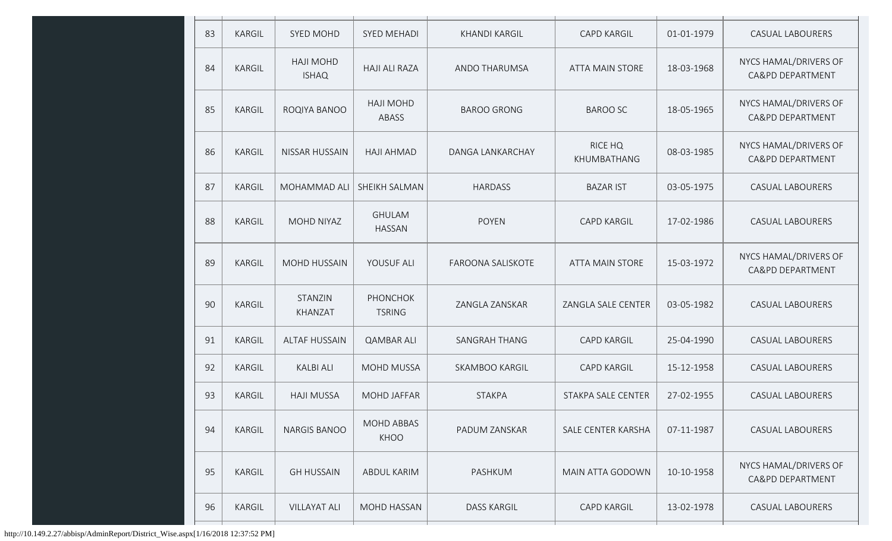| | | | | | | | |
|---|---|---|---|---|---|---|---|
| 83 | KARGIL | SYED MOHD | SYED MEHADI | KHANDI KARGIL | CAPD KARGIL | 01-01-1979 | CASUAL LABOURERS |
| 84 | KARGIL | HAJI MOHD ISHAQ | HAJI ALI RAZA | ANDO THARUMSA | ATTA MAIN STORE | 18-03-1968 | NYCS HAMAL/DRIVERS OF CA&PD DEPARTMENT |
| 85 | KARGIL | ROQIYA BANOO | HAJI MOHD ABASS | BAROO GRONG | BAROO SC | 18-05-1965 | NYCS HAMAL/DRIVERS OF CA&PD DEPARTMENT |
| 86 | KARGIL | NISSAR HUSSAIN | HAJI AHMAD | DANGA LANKARCHAY | RICE HQ KHUMBATHANG | 08-03-1985 | NYCS HAMAL/DRIVERS OF CA&PD DEPARTMENT |
| 87 | KARGIL | MOHAMMAD ALI | SHEIKH SALMAN | HARDASS | BAZAR IST | 03-05-1975 | CASUAL LABOURERS |
| 88 | KARGIL | MOHD NIYAZ | GHULAM HASSAN | POYEN | CAPD KARGIL | 17-02-1986 | CASUAL LABOURERS |
| 89 | KARGIL | MOHD HUSSAIN | YOUSUF ALI | FAROONA SALISKOTE | ATTA MAIN STORE | 15-03-1972 | NYCS HAMAL/DRIVERS OF CA&PD DEPARTMENT |
| 90 | KARGIL | STANZIN KHANZAT | PHONCHOK TSRING | ZANGLA ZANSKAR | ZANGLA SALE CENTER | 03-05-1982 | CASUAL LABOURERS |
| 91 | KARGIL | ALTAF HUSSAIN | QAMBAR ALI | SANGRAH THANG | CAPD KARGIL | 25-04-1990 | CASUAL LABOURERS |
| 92 | KARGIL | KALBI ALI | MOHD MUSSA | SKAMBOO KARGIL | CAPD KARGIL | 15-12-1958 | CASUAL LABOURERS |
| 93 | KARGIL | HAJI MUSSA | MOHD JAFFAR | STAKPA | STAKPA SALE CENTER | 27-02-1955 | CASUAL LABOURERS |
| 94 | KARGIL | NARGIS BANOO | MOHD ABBAS KHOO | PADUM ZANSKAR | SALE CENTER KARSHA | 07-11-1987 | CASUAL LABOURERS |
| 95 | KARGIL | GH HUSSAIN | ABDUL KARIM | PASHKUM | MAIN ATTA GODOWN | 10-10-1958 | NYCS HAMAL/DRIVERS OF CA&PD DEPARTMENT |
| 96 | KARGIL | VILLAYAT ALI | MOHD HASSAN | DASS KARGIL | CAPD KARGIL | 13-02-1978 | CASUAL LABOURERS |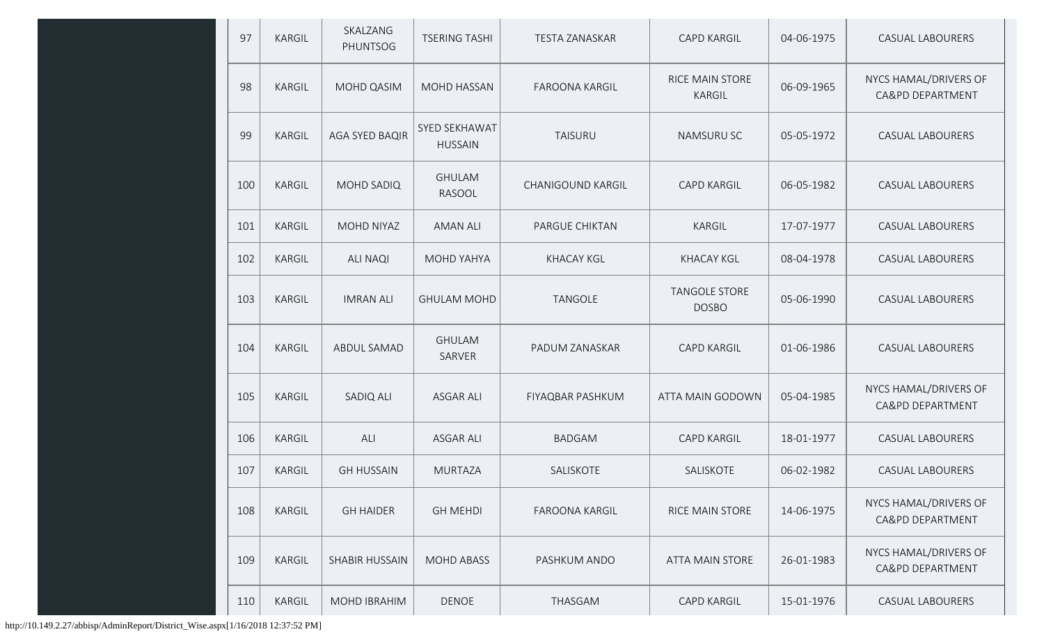| 97 | KARGIL | SKALZANG PHUNTSOG | TSERING TASHI | TESTA ZANASKAR | CAPD KARGIL | 04-06-1975 | CASUAL LABOURERS |
|---|---|---|---|---|---|---|---|
| 98 | KARGIL | MOHD QASIM | MOHD HASSAN | FAROONA KARGIL | RICE MAIN STORE KARGIL | 06-09-1965 | NYCS HAMAL/DRIVERS OF CA&PD DEPARTMENT |
| 99 | KARGIL | AGA SYED BAQIR | SYED SEKHAWAT HUSSAIN | TAISURU | NAMSURU SC | 05-05-1972 | CASUAL LABOURERS |
| 100 | KARGIL | MOHD SADIQ | GHULAM RASOOL | CHANIGOUND KARGIL | CAPD KARGIL | 06-05-1982 | CASUAL LABOURERS |
| 101 | KARGIL | MOHD NIYAZ | AMAN ALI | PARGUE CHIKTAN | KARGIL | 17-07-1977 | CASUAL LABOURERS |
| 102 | KARGIL | ALI NAQI | MOHD YAHYA | KHACAY KGL | KHACAY KGL | 08-04-1978 | CASUAL LABOURERS |
| 103 | KARGIL | IMRAN ALI | GHULAM MOHD | TANGOLE | TANGOLE STORE DOSBO | 05-06-1990 | CASUAL LABOURERS |
| 104 | KARGIL | ABDUL SAMAD | GHULAM SARVER | PADUM ZANASKAR | CAPD KARGIL | 01-06-1986 | CASUAL LABOURERS |
| 105 | KARGIL | SADIQ ALI | ASGAR ALI | FIYAQBAR PASHKUM | ATTA MAIN GODOWN | 05-04-1985 | NYCS HAMAL/DRIVERS OF CA&PD DEPARTMENT |
| 106 | KARGIL | ALI | ASGAR ALI | BADGAM | CAPD KARGIL | 18-01-1977 | CASUAL LABOURERS |
| 107 | KARGIL | GH HUSSAIN | MURTAZA | SALISKOTE | SALISKOTE | 06-02-1982 | CASUAL LABOURERS |
| 108 | KARGIL | GH HAIDER | GH MEHDI | FAROONA KARGIL | RICE MAIN STORE | 14-06-1975 | NYCS HAMAL/DRIVERS OF CA&PD DEPARTMENT |
| 109 | KARGIL | SHABIR HUSSAIN | MOHD ABASS | PASHKUM ANDO | ATTA MAIN STORE | 26-01-1983 | NYCS HAMAL/DRIVERS OF CA&PD DEPARTMENT |
| 110 | KARGIL | MOHD IBRAHIM | DENOE | THASGAM | CAPD KARGIL | 15-01-1976 | CASUAL LABOURERS |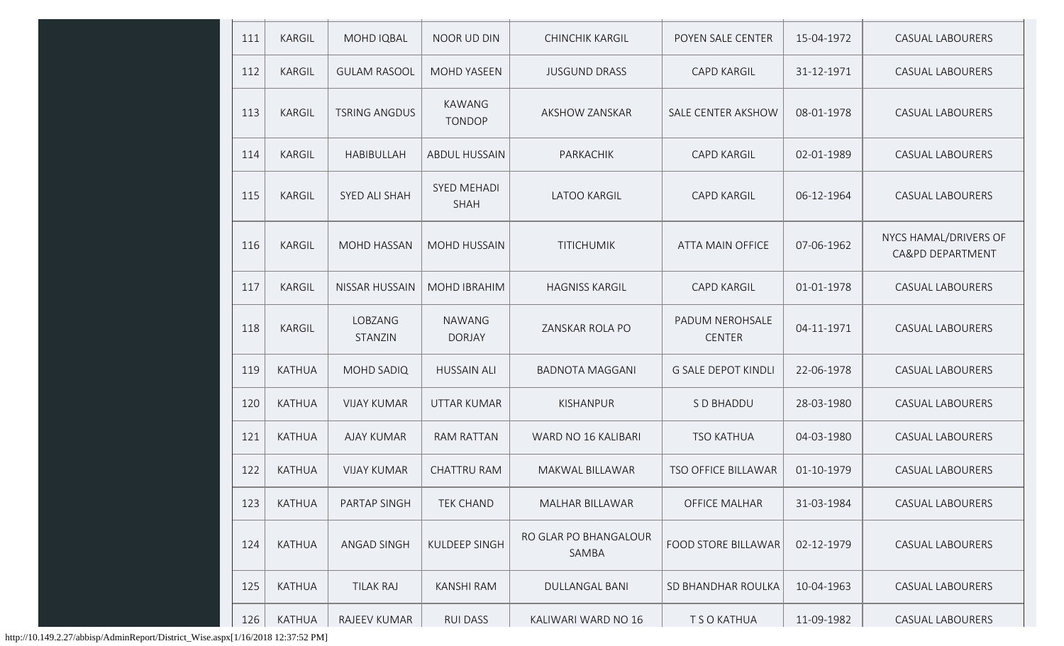| 111 | KARGIL | MOHD IQBAL | NOOR UD DIN | CHINCHIK KARGIL | POYEN SALE CENTER | 15-04-1972 | CASUAL LABOURERS |
|---|---|---|---|---|---|---|---|
| 112 | KARGIL | GULAM RASOOL | MOHD YASEEN | JUSGUND DRASS | CAPD KARGIL | 31-12-1971 | CASUAL LABOURERS |
| 113 | KARGIL | TSRING ANGDUS | KAWANG TONDOP | AKSHOW ZANSKAR | SALE CENTER AKSHOW | 08-01-1978 | CASUAL LABOURERS |
| 114 | KARGIL | HABIBULLAH | ABDUL HUSSAIN | PARKACHIK | CAPD KARGIL | 02-01-1989 | CASUAL LABOURERS |
| 115 | KARGIL | SYED ALI SHAH | SYED MEHADI SHAH | LATOO KARGIL | CAPD KARGIL | 06-12-1964 | CASUAL LABOURERS |
| 116 | KARGIL | MOHD HASSAN | MOHD HUSSAIN | TITICHUMIK | ATTA MAIN OFFICE | 07-06-1962 | NYCS HAMAL/DRIVERS OF CA&PD DEPARTMENT |
| 117 | KARGIL | NISSAR HUSSAIN | MOHD IBRAHIM | HAGNISS KARGIL | CAPD KARGIL | 01-01-1978 | CASUAL LABOURERS |
| 118 | KARGIL | LOBZANG STANZIN | NAWANG DORJAY | ZANSKAR ROLA PO | PADUM NEROHSALE CENTER | 04-11-1971 | CASUAL LABOURERS |
| 119 | KATHUA | MOHD SADIQ | HUSSAIN ALI | BADNOTA MAGGANI | G SALE DEPOT KINDLI | 22-06-1978 | CASUAL LABOURERS |
| 120 | KATHUA | VIJAY KUMAR | UTTAR KUMAR | KISHANPUR | S D BHADDU | 28-03-1980 | CASUAL LABOURERS |
| 121 | KATHUA | AJAY KUMAR | RAM RATTAN | WARD NO 16 KALIBARI | TSO KATHUA | 04-03-1980 | CASUAL LABOURERS |
| 122 | KATHUA | VIJAY KUMAR | CHATTRU RAM | MAKWAL BILLAWAR | TSO OFFICE BILLAWAR | 01-10-1979 | CASUAL LABOURERS |
| 123 | KATHUA | PARTAP SINGH | TEK CHAND | MALHAR BILLAWAR | OFFICE MALHAR | 31-03-1984 | CASUAL LABOURERS |
| 124 | KATHUA | ANGAD SINGH | KULDEEP SINGH | RO GLAR PO BHANGALOUR SAMBA | FOOD STORE BILLAWAR | 02-12-1979 | CASUAL LABOURERS |
| 125 | KATHUA | TILAK RAJ | KANSHI RAM | DULLANGAL BANI | SD BHANDHAR ROULKA | 10-04-1963 | CASUAL LABOURERS |
| 126 | KATHUA | RAJEEV KUMAR | RUI DASS | KALIWARI WARD NO 16 | T S O KATHUA | 11-09-1982 | CASUAL LABOURERS |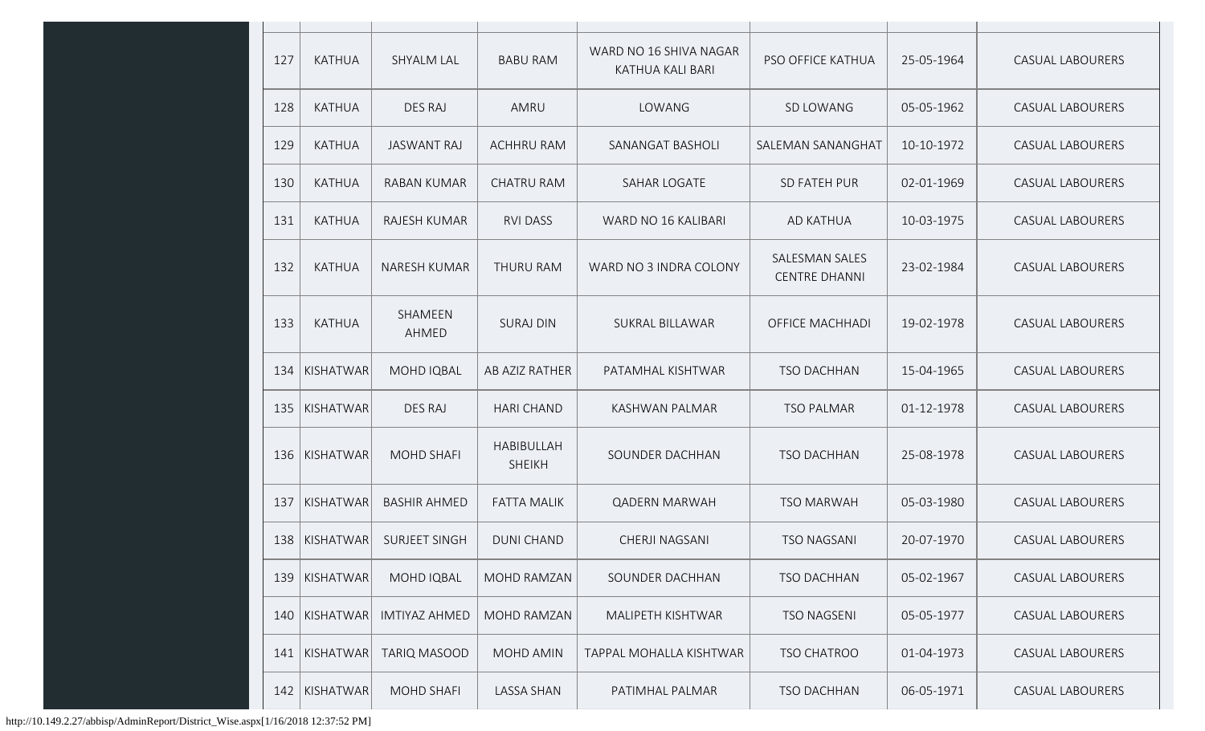| | | | | | | | |
|---|---|---|---|---|---|---|---|
| 127 | KATHUA | SHYALM LAL | BABU RAM | WARD NO 16 SHIVA NAGAR KATHUA KALI BARI | PSO OFFICE KATHUA | 25-05-1964 | CASUAL LABOURERS |
| 128 | KATHUA | DES RAJ | AMRU | LOWANG | SD LOWANG | 05-05-1962 | CASUAL LABOURERS |
| 129 | KATHUA | JASWANT RAJ | ACHHRU RAM | SANANGAT BASHOLI | SALEMAN SANANGHAT | 10-10-1972 | CASUAL LABOURERS |
| 130 | KATHUA | RABAN KUMAR | CHATRU RAM | SAHAR LOGATE | SD FATEH PUR | 02-01-1969 | CASUAL LABOURERS |
| 131 | KATHUA | RAJESH KUMAR | RVI DASS | WARD NO 16 KALIBARI | AD KATHUA | 10-03-1975 | CASUAL LABOURERS |
| 132 | KATHUA | NARESH KUMAR | THURU RAM | WARD NO 3 INDRA COLONY | SALESMAN SALES CENTRE DHANNI | 23-02-1984 | CASUAL LABOURERS |
| 133 | KATHUA | SHAMEEN AHMED | SURAJ DIN | SUKRAL BILLAWAR | OFFICE MACHHADI | 19-02-1978 | CASUAL LABOURERS |
| 134 | KISHATWAR | MOHD IQBAL | AB AZIZ RATHER | PATAMHAL KISHTWAR | TSO DACHHAN | 15-04-1965 | CASUAL LABOURERS |
| 135 | KISHATWAR | DES RAJ | HARI CHAND | KASHWAN PALMAR | TSO PALMAR | 01-12-1978 | CASUAL LABOURERS |
| 136 | KISHATWAR | MOHD SHAFI | HABIBULLAH SHEIKH | SOUNDER DACHHAN | TSO DACHHAN | 25-08-1978 | CASUAL LABOURERS |
| 137 | KISHATWAR | BASHIR AHMED | FATTA MALIK | QADERN MARWAH | TSO MARWAH | 05-03-1980 | CASUAL LABOURERS |
| 138 | KISHATWAR | SURJEET SINGH | DUNI CHAND | CHERJI NAGSANI | TSO NAGSANI | 20-07-1970 | CASUAL LABOURERS |
| 139 | KISHATWAR | MOHD IQBAL | MOHD RAMZAN | SOUNDER DACHHAN | TSO DACHHAN | 05-02-1967 | CASUAL LABOURERS |
| 140 | KISHATWAR | IMTIYAZ AHMED | MOHD RAMZAN | MALIPETH KISHTWAR | TSO NAGSENI | 05-05-1977 | CASUAL LABOURERS |
| 141 | KISHATWAR | TARIQ MASOOD | MOHD AMIN | TAPPAL MOHALLA KISHTWAR | TSO CHATROO | 01-04-1973 | CASUAL LABOURERS |
| 142 | KISHATWAR | MOHD SHAFI | LASSA SHAN | PATIMHAL PALMAR | TSO DACHHAN | 06-05-1971 | CASUAL LABOURERS |

http://10.149.2.27/abbisp/AdminReport/District_Wise.aspx[1/16/2018 12:37:52 PM]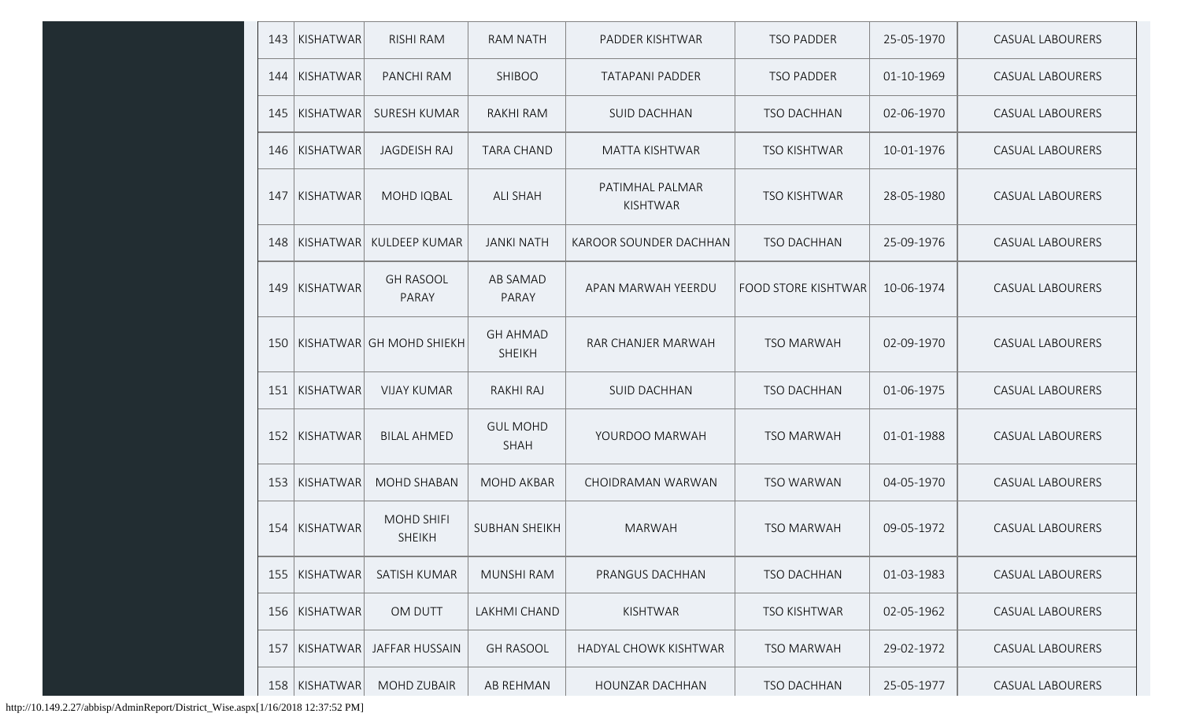| 143 | KISHATWAR | RISHI RAM | RAM NATH | PADDER KISHTWAR | TSO PADDER | 25-05-1970 | CASUAL LABOURERS |
|---|---|---|---|---|---|---|---|
| 144 | KISHATWAR | PANCHI RAM | SHIBOO | TATAPANI PADDER | TSO PADDER | 01-10-1969 | CASUAL LABOURERS |
| 145 | KISHATWAR | SURESH KUMAR | RAKHI RAM | SUID DACHHAN | TSO DACHHAN | 02-06-1970 | CASUAL LABOURERS |
| 146 | KISHATWAR | JAGDEISH RAJ | TARA CHAND | MATTA KISHTWAR | TSO KISHTWAR | 10-01-1976 | CASUAL LABOURERS |
| 147 | KISHATWAR | MOHD IQBAL | ALI SHAH | PATIMHAL PALMAR KISHTWAR | TSO KISHTWAR | 28-05-1980 | CASUAL LABOURERS |
| 148 | KISHATWAR | KULDEEP KUMAR | JANKI NATH | KAROOR SOUNDER DACHHAN | TSO DACHHAN | 25-09-1976 | CASUAL LABOURERS |
| 149 | KISHATWAR | GH RASOOL PARAY | AB SAMAD PARAY | APAN MARWAH YEERDU | FOOD STORE KISHTWAR | 10-06-1974 | CASUAL LABOURERS |
| 150 | KISHATWAR | GH MOHD SHIEKH | GH AHMAD SHEIKH | RAR CHANJER MARWAH | TSO MARWAH | 02-09-1970 | CASUAL LABOURERS |
| 151 | KISHATWAR | VIJAY KUMAR | RAKHI RAJ | SUID DACHHAN | TSO DACHHAN | 01-06-1975 | CASUAL LABOURERS |
| 152 | KISHATWAR | BILAL AHMED | GUL MOHD SHAH | YOURDOO MARWAH | TSO MARWAH | 01-01-1988 | CASUAL LABOURERS |
| 153 | KISHATWAR | MOHD SHABAN | MOHD AKBAR | CHOIDRAMAN WARWAN | TSO WARWAN | 04-05-1970 | CASUAL LABOURERS |
| 154 | KISHATWAR | MOHD SHIFI SHEIKH | SUBHAN SHEIKH | MARWAH | TSO MARWAH | 09-05-1972 | CASUAL LABOURERS |
| 155 | KISHATWAR | SATISH KUMAR | MUNSHI RAM | PRANGUS DACHHAN | TSO DACHHAN | 01-03-1983 | CASUAL LABOURERS |
| 156 | KISHATWAR | OM DUTT | LAKHMI CHAND | KISHTWAR | TSO KISHTWAR | 02-05-1962 | CASUAL LABOURERS |
| 157 | KISHATWAR | JAFFAR HUSSAIN | GH RASOOL | HADYAL CHOWK KISHTWAR | TSO MARWAH | 29-02-1972 | CASUAL LABOURERS |
| 158 | KISHATWAR | MOHD ZUBAIR | AB REHMAN | HOUNZAR DACHHAN | TSO DACHHAN | 25-05-1977 | CASUAL LABOURERS |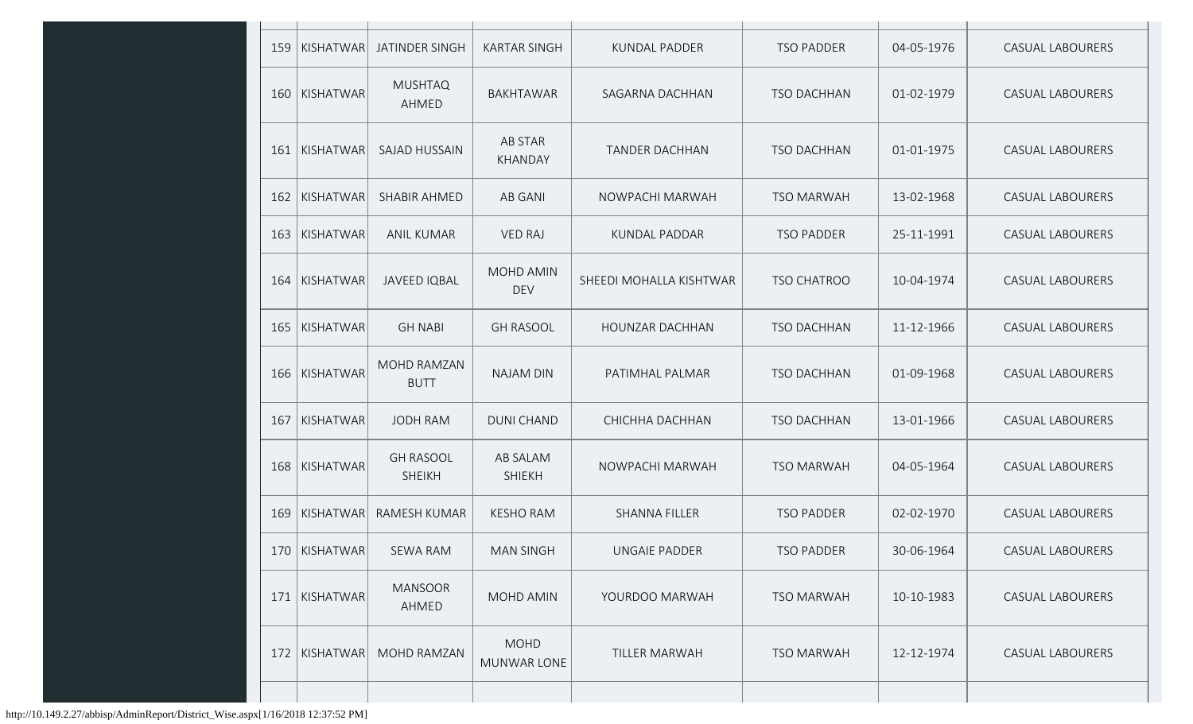| 159 | KISHATWAR | JATINDER SINGH | KARTAR SINGH | KUNDAL PADDER | TSO PADDER | 04-05-1976 | CASUAL LABOURERS |
|---|---|---|---|---|---|---|---|
| 160 | KISHATWAR | MUSHTAQ AHMED | BAKHTAWAR | SAGARNA DACHHAN | TSO DACHHAN | 01-02-1979 | CASUAL LABOURERS |
| 161 | KISHATWAR | SAJAD HUSSAIN | AB STAR KHANDAY | TANDER DACHHAN | TSO DACHHAN | 01-01-1975 | CASUAL LABOURERS |
| 162 | KISHATWAR | SHABIR AHMED | AB GANI | NOWPACHI MARWAH | TSO MARWAH | 13-02-1968 | CASUAL LABOURERS |
| 163 | KISHATWAR | ANIL KUMAR | VED RAJ | KUNDAL PADDAR | TSO PADDER | 25-11-1991 | CASUAL LABOURERS |
| 164 | KISHATWAR | JAVEED IQBAL | MOHD AMIN DEV | SHEEDI MOHALLA KISHTWAR | TSO CHATROO | 10-04-1974 | CASUAL LABOURERS |
| 165 | KISHATWAR | GH NABI | GH RASOOL | HOUNZAR DACHHAN | TSO DACHHAN | 11-12-1966 | CASUAL LABOURERS |
| 166 | KISHATWAR | MOHD RAMZAN BUTT | NAJAM DIN | PATIMHAL PALMAR | TSO DACHHAN | 01-09-1968 | CASUAL LABOURERS |
| 167 | KISHATWAR | JODH RAM | DUNI CHAND | CHICHHA DACHHAN | TSO DACHHAN | 13-01-1966 | CASUAL LABOURERS |
| 168 | KISHATWAR | GH RASOOL SHEIKH | AB SALAM SHIEKH | NOWPACHI MARWAH | TSO MARWAH | 04-05-1964 | CASUAL LABOURERS |
| 169 | KISHATWAR | RAMESH KUMAR | KESHO RAM | SHANNA FILLER | TSO PADDER | 02-02-1970 | CASUAL LABOURERS |
| 170 | KISHATWAR | SEWA RAM | MAN SINGH | UNGAIE PADDER | TSO PADDER | 30-06-1964 | CASUAL LABOURERS |
| 171 | KISHATWAR | MANSOOR AHMED | MOHD AMIN | YOURDOO MARWAH | TSO MARWAH | 10-10-1983 | CASUAL LABOURERS |
| 172 | KISHATWAR | MOHD RAMZAN | MOHD MUNWAR LONE | TILLER MARWAH | TSO MARWAH | 12-12-1974 | CASUAL LABOURERS |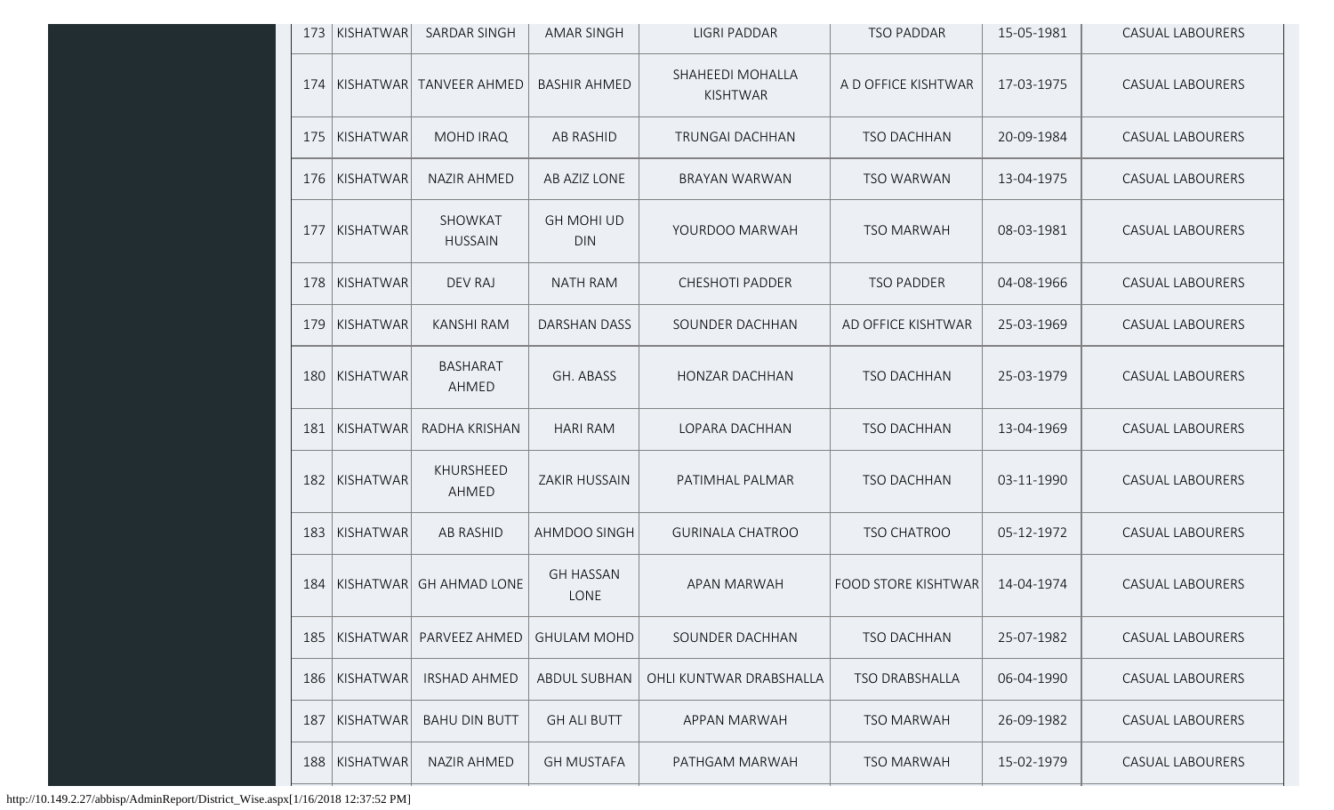| 173 | KISHATWAR | SARDAR SINGH | AMAR SINGH | LIGRI PADDAR | TSO PADDAR | 15-05-1981 | CASUAL LABOURERS |
|---|---|---|---|---|---|---|---|
| 174 | KISHATWAR | TANVEER AHMED | BASHIR AHMED | SHAHEEDI MOHALLA KISHTWAR | A D OFFICE KISHTWAR | 17-03-1975 | CASUAL LABOURERS |
| 175 | KISHATWAR | MOHD IRAQ | AB RASHID | TRUNGAI DACHHAN | TSO DACHHAN | 20-09-1984 | CASUAL LABOURERS |
| 176 | KISHATWAR | NAZIR AHMED | AB AZIZ LONE | BRAYAN WARWAN | TSO WARWAN | 13-04-1975 | CASUAL LABOURERS |
| 177 | KISHATWAR | SHOWKAT HUSSAIN | GH MOHI UD DIN | YOURDOO MARWAH | TSO MARWAH | 08-03-1981 | CASUAL LABOURERS |
| 178 | KISHATWAR | DEV RAJ | NATH RAM | CHESHOTI PADDER | TSO PADDER | 04-08-1966 | CASUAL LABOURERS |
| 179 | KISHATWAR | KANSHI RAM | DARSHAN DASS | SOUNDER DACHHAN | AD OFFICE KISHTWAR | 25-03-1969 | CASUAL LABOURERS |
| 180 | KISHATWAR | BASHARAT AHMED | GH. ABASS | HONZAR DACHHAN | TSO DACHHAN | 25-03-1979 | CASUAL LABOURERS |
| 181 | KISHATWAR | RADHA KRISHAN | HARI RAM | LOPARA DACHHAN | TSO DACHHAN | 13-04-1969 | CASUAL LABOURERS |
| 182 | KISHATWAR | KHURSHEED AHMED | ZAKIR HUSSAIN | PATIMHAL PALMAR | TSO DACHHAN | 03-11-1990 | CASUAL LABOURERS |
| 183 | KISHATWAR | AB RASHID | AHMDOO SINGH | GURINALA CHATROO | TSO CHATROO | 05-12-1972 | CASUAL LABOURERS |
| 184 | KISHATWAR | GH AHMAD LONE | GH HASSAN LONE | APAN MARWAH | FOOD STORE KISHTWAR | 14-04-1974 | CASUAL LABOURERS |
| 185 | KISHATWAR | PARVEEZ AHMED | GHULAM MOHD | SOUNDER DACHHAN | TSO DACHHAN | 25-07-1982 | CASUAL LABOURERS |
| 186 | KISHATWAR | IRSHAD AHMED | ABDUL SUBHAN | OHLI KUNTWAR DRABSHALLA | TSO DRABSHALLA | 06-04-1990 | CASUAL LABOURERS |
| 187 | KISHATWAR | BAHU DIN BUTT | GH ALI BUTT | APPAN MARWAH | TSO MARWAH | 26-09-1982 | CASUAL LABOURERS |
| 188 | KISHATWAR | NAZIR AHMED | GH MUSTAFA | PATHGAM MARWAH | TSO MARWAH | 15-02-1979 | CASUAL LABOURERS |

http://10.149.2.27/abbisp/AdminReport/District_Wise.aspx[1/16/2018 12:37:52 PM]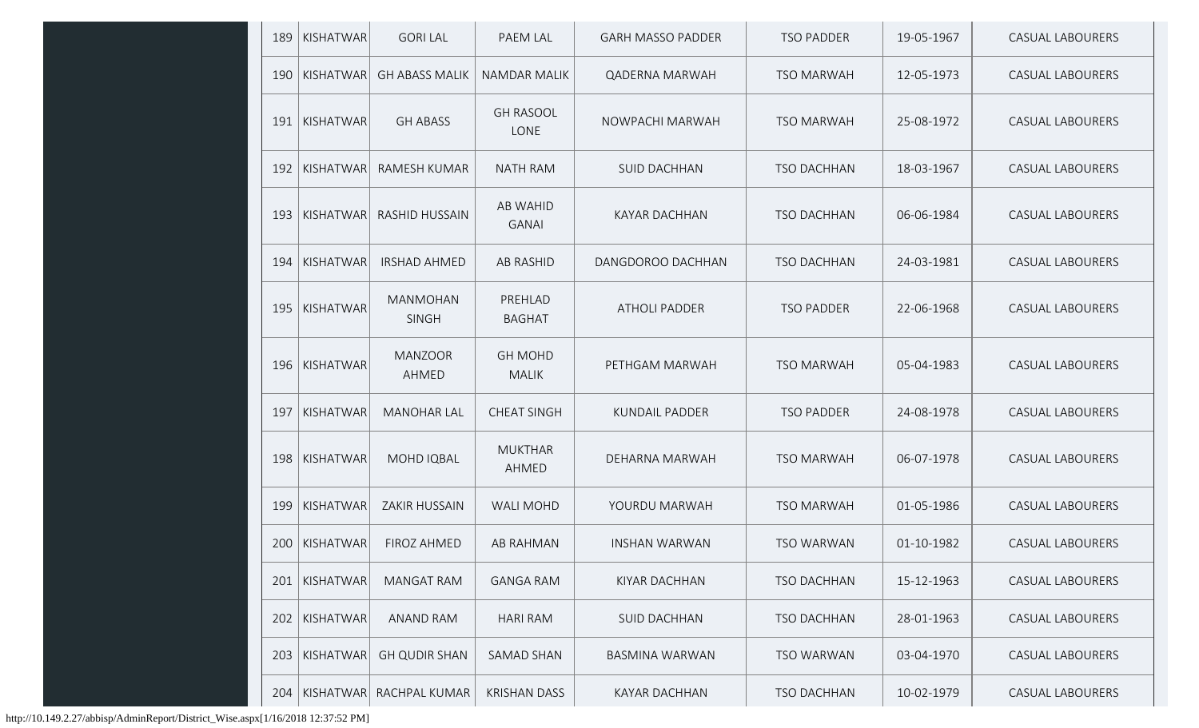| 189 | KISHATWAR | GORI LAL | PAEM LAL | GARH MASSO PADDER | TSO PADDER | 19-05-1967 | CASUAL LABOURERS |
|---|---|---|---|---|---|---|---|
| 190 | KISHATWAR | GH ABASS MALIK | NAMDAR MALIK | QADERNA MARWAH | TSO MARWAH | 12-05-1973 | CASUAL LABOURERS |
| 191 | KISHATWAR | GH ABASS | GH RASOOL LONE | NOWPACHI MARWAH | TSO MARWAH | 25-08-1972 | CASUAL LABOURERS |
| 192 | KISHATWAR | RAMESH KUMAR | NATH RAM | SUID DACHHAN | TSO DACHHAN | 18-03-1967 | CASUAL LABOURERS |
| 193 | KISHATWAR | RASHID HUSSAIN | AB WAHID GANAI | KAYAR DACHHAN | TSO DACHHAN | 06-06-1984 | CASUAL LABOURERS |
| 194 | KISHATWAR | IRSHAD AHMED | AB RASHID | DANGDOROO DACHHAN | TSO DACHHAN | 24-03-1981 | CASUAL LABOURERS |
| 195 | KISHATWAR | MANMOHAN SINGH | PREHLAD BAGHAT | ATHOLI PADDER | TSO PADDER | 22-06-1968 | CASUAL LABOURERS |
| 196 | KISHATWAR | MANZOOR AHMED | GH MOHD MALIK | PETHGAM MARWAH | TSO MARWAH | 05-04-1983 | CASUAL LABOURERS |
| 197 | KISHATWAR | MANOHAR LAL | CHEAT SINGH | KUNDAIL PADDER | TSO PADDER | 24-08-1978 | CASUAL LABOURERS |
| 198 | KISHATWAR | MOHD IQBAL | MUKTHAR AHMED | DEHARNA MARWAH | TSO MARWAH | 06-07-1978 | CASUAL LABOURERS |
| 199 | KISHATWAR | ZAKIR HUSSAIN | WALI MOHD | YOURDU MARWAH | TSO MARWAH | 01-05-1986 | CASUAL LABOURERS |
| 200 | KISHATWAR | FIROZ AHMED | AB RAHMAN | INSHAN WARWAN | TSO WARWAN | 01-10-1982 | CASUAL LABOURERS |
| 201 | KISHATWAR | MANGAT RAM | GANGA RAM | KIYAR DACHHAN | TSO DACHHAN | 15-12-1963 | CASUAL LABOURERS |
| 202 | KISHATWAR | ANAND RAM | HARI RAM | SUID DACHHAN | TSO DACHHAN | 28-01-1963 | CASUAL LABOURERS |
| 203 | KISHATWAR | GH QUDIR SHAN | SAMAD SHAN | BASMINA WARWAN | TSO WARWAN | 03-04-1970 | CASUAL LABOURERS |
| 204 | KISHATWAR | RACHPAL KUMAR | KRISHAN DASS | KAYAR DACHHAN | TSO DACHHAN | 10-02-1979 | CASUAL LABOURERS |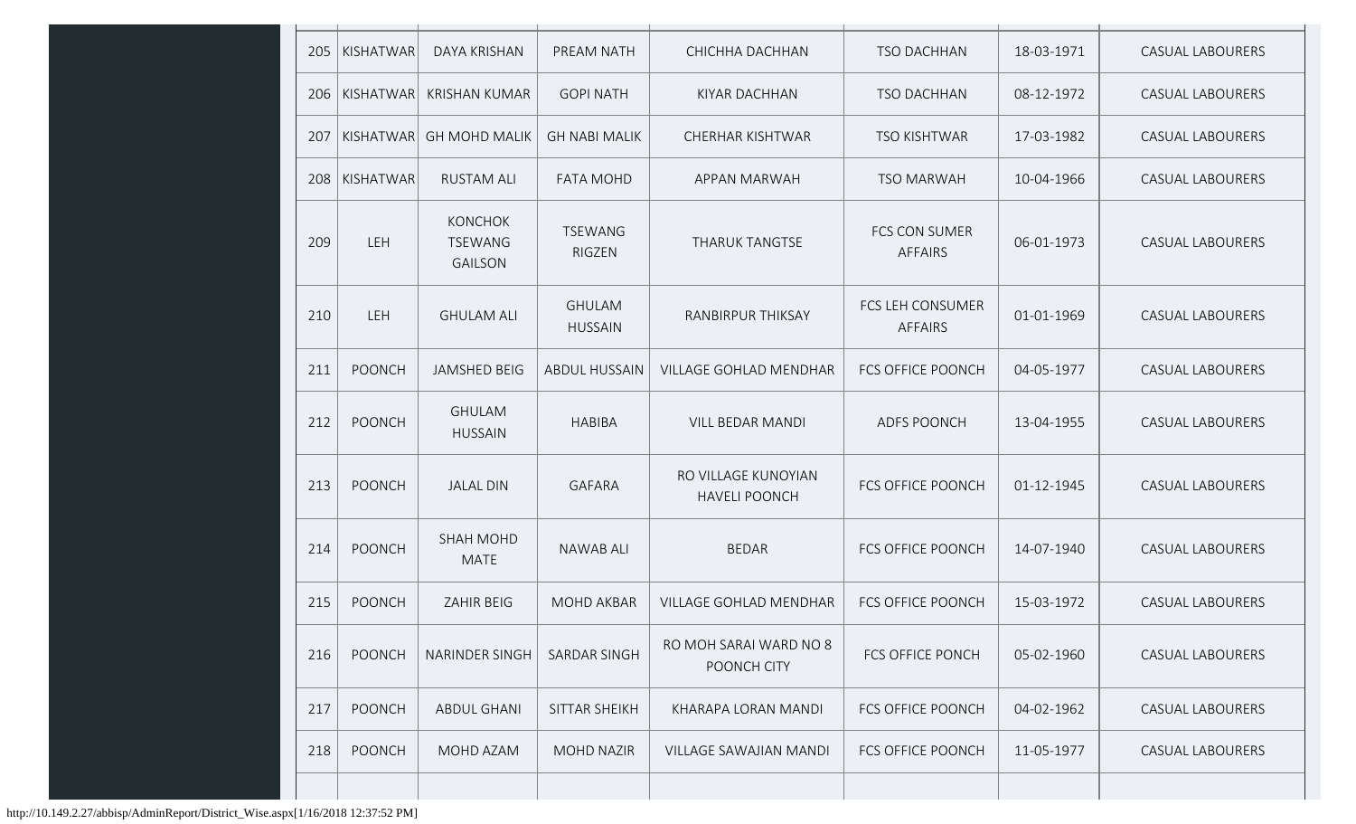| | | | | | | | |
|---|---|---|---|---|---|---|---|
| 205 | KISHATWAR | DAYA KRISHAN | PREAM NATH | CHICHHA DACHHAN | TSO DACHHAN | 18-03-1971 | CASUAL LABOURERS |
| 206 | KISHATWAR | KRISHAN KUMAR | GOPI NATH | KIYAR DACHHAN | TSO DACHHAN | 08-12-1972 | CASUAL LABOURERS |
| 207 | KISHATWAR | GH MOHD MALIK | GH NABI MALIK | CHERHAR KISHTWAR | TSO KISHTWAR | 17-03-1982 | CASUAL LABOURERS |
| 208 | KISHATWAR | RUSTAM ALI | FATA MOHD | APPAN MARWAH | TSO MARWAH | 10-04-1966 | CASUAL LABOURERS |
| 209 | LEH | KONCHOK TSEWANG GAILSON | TSEWANG RIGZEN | THARUK TANGTSE | FCS CON SUMER AFFAIRS | 06-01-1973 | CASUAL LABOURERS |
| 210 | LEH | GHULAM ALI | GHULAM HUSSAIN | RANBIRPUR THIKSAY | FCS LEH CONSUMER AFFAIRS | 01-01-1969 | CASUAL LABOURERS |
| 211 | POONCH | JAMSHED BEIG | ABDUL HUSSAIN | VILLAGE GOHLAD MENDHAR | FCS OFFICE POONCH | 04-05-1977 | CASUAL LABOURERS |
| 212 | POONCH | GHULAM HUSSAIN | HABIBA | VILL BEDAR MANDI | ADFS POONCH | 13-04-1955 | CASUAL LABOURERS |
| 213 | POONCH | JALAL DIN | GAFARA | RO VILLAGE KUNOYIAN HAVELI POONCH | FCS OFFICE POONCH | 01-12-1945 | CASUAL LABOURERS |
| 214 | POONCH | SHAH MOHD MATE | NAWAB ALI | BEDAR | FCS OFFICE POONCH | 14-07-1940 | CASUAL LABOURERS |
| 215 | POONCH | ZAHIR BEIG | MOHD AKBAR | VILLAGE GOHLAD MENDHAR | FCS OFFICE POONCH | 15-03-1972 | CASUAL LABOURERS |
| 216 | POONCH | NARINDER SINGH | SARDAR SINGH | RO MOH SARAI WARD NO 8 POONCH CITY | FCS OFFICE PONCH | 05-02-1960 | CASUAL LABOURERS |
| 217 | POONCH | ABDUL GHANI | SITTAR SHEIKH | KHARAPA LORAN MANDI | FCS OFFICE POONCH | 04-02-1962 | CASUAL LABOURERS |
| 218 | POONCH | MOHD AZAM | MOHD NAZIR | VILLAGE SAWAJIAN MANDI | FCS OFFICE POONCH | 11-05-1977 | CASUAL LABOURERS |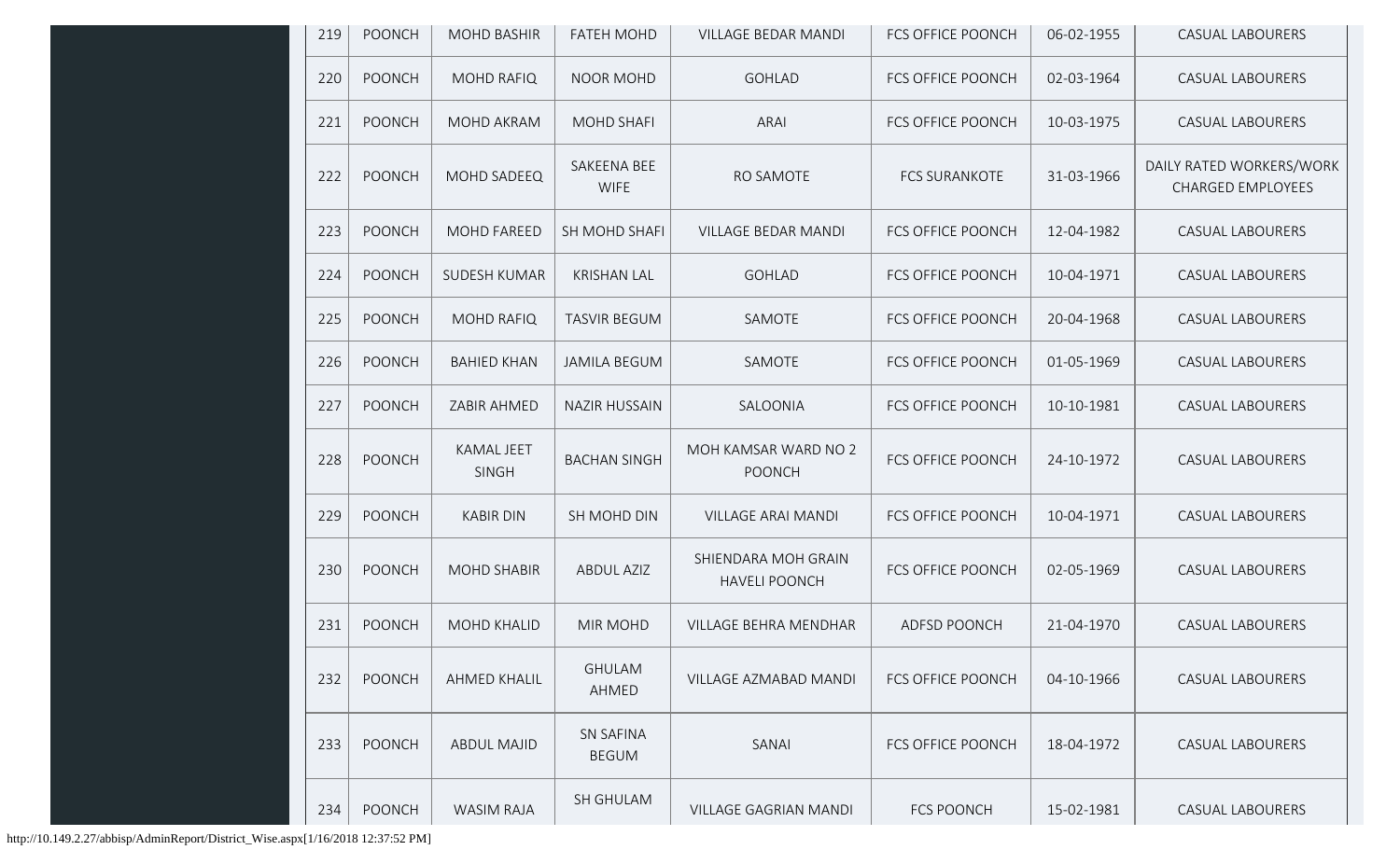| 219 | POONCH | MOHD BASHIR | FATEH MOHD | VILLAGE BEDAR MANDI | FCS OFFICE POONCH | 06-02-1955 | CASUAL LABOURERS |
|---|---|---|---|---|---|---|---|
| 220 | POONCH | MOHD RAFIQ | NOOR MOHD | GOHLAD | FCS OFFICE POONCH | 02-03-1964 | CASUAL LABOURERS |
| 221 | POONCH | MOHD AKRAM | MOHD SHAFI | ARAI | FCS OFFICE POONCH | 10-03-1975 | CASUAL LABOURERS |
| 222 | POONCH | MOHD SADEEQ | SAKEENA BEE WIFE | RO SAMOTE | FCS SURANKOTE | 31-03-1966 | DAILY RATED WORKERS/WORK CHARGED EMPLOYEES |
| 223 | POONCH | MOHD FAREED | SH MOHD SHAFI | VILLAGE BEDAR MANDI | FCS OFFICE POONCH | 12-04-1982 | CASUAL LABOURERS |
| 224 | POONCH | SUDESH KUMAR | KRISHAN LAL | GOHLAD | FCS OFFICE POONCH | 10-04-1971 | CASUAL LABOURERS |
| 225 | POONCH | MOHD RAFIQ | TASVIR BEGUM | SAMOTE | FCS OFFICE POONCH | 20-04-1968 | CASUAL LABOURERS |
| 226 | POONCH | BAHIED KHAN | JAMILA BEGUM | SAMOTE | FCS OFFICE POONCH | 01-05-1969 | CASUAL LABOURERS |
| 227 | POONCH | ZABIR AHMED | NAZIR HUSSAIN | SALOONIA | FCS OFFICE POONCH | 10-10-1981 | CASUAL LABOURERS |
| 228 | POONCH | KAMAL JEET SINGH | BACHAN SINGH | MOH KAMSAR WARD NO 2 POONCH | FCS OFFICE POONCH | 24-10-1972 | CASUAL LABOURERS |
| 229 | POONCH | KABIR DIN | SH MOHD DIN | VILLAGE ARAI MANDI | FCS OFFICE POONCH | 10-04-1971 | CASUAL LABOURERS |
| 230 | POONCH | MOHD SHABIR | ABDUL AZIZ | SHIENDARA MOH GRAIN HAVELI POONCH | FCS OFFICE POONCH | 02-05-1969 | CASUAL LABOURERS |
| 231 | POONCH | MOHD KHALID | MIR MOHD | VILLAGE BEHRA MENDHAR | ADFSD POONCH | 21-04-1970 | CASUAL LABOURERS |
| 232 | POONCH | AHMED KHALIL | GHULAM AHMED | VILLAGE AZMABAD MANDI | FCS OFFICE POONCH | 04-10-1966 | CASUAL LABOURERS |
| 233 | POONCH | ABDUL MAJID | SN SAFINA BEGUM | SANAI | FCS OFFICE POONCH | 18-04-1972 | CASUAL LABOURERS |
| 234 | POONCH | WASIM RAJA | SH GHULAM | VILLAGE GAGRIAN MANDI | FCS POONCH | 15-02-1981 | CASUAL LABOURERS |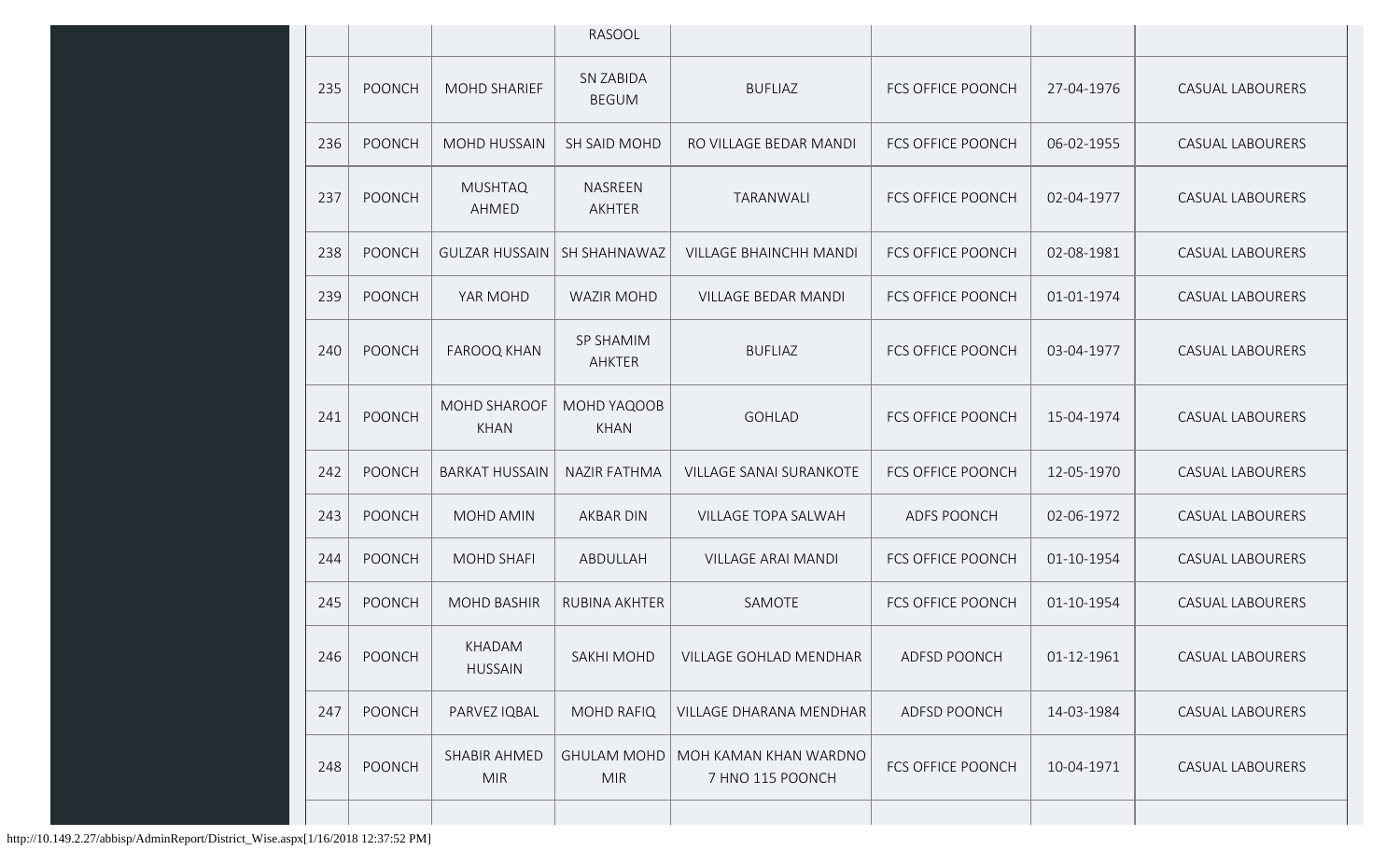| | | | RASOOL | | | | |
|---|---|---|---|---|---|---|---|
| 235 | POONCH | MOHD SHARIEF | SN ZABIDA BEGUM | BUFLIAZ | FCS OFFICE POONCH | 27-04-1976 | CASUAL LABOURERS |
| 236 | POONCH | MOHD HUSSAIN | SH SAID MOHD | RO VILLAGE BEDAR MANDI | FCS OFFICE POONCH | 06-02-1955 | CASUAL LABOURERS |
| 237 | POONCH | MUSHTAQ AHMED | NASREEN AKHTER | TARANWALI | FCS OFFICE POONCH | 02-04-1977 | CASUAL LABOURERS |
| 238 | POONCH | GULZAR HUSSAIN | SH SHAHNAWAZ | VILLAGE BHAINCHH MANDI | FCS OFFICE POONCH | 02-08-1981 | CASUAL LABOURERS |
| 239 | POONCH | YAR MOHD | WAZIR MOHD | VILLAGE BEDAR MANDI | FCS OFFICE POONCH | 01-01-1974 | CASUAL LABOURERS |
| 240 | POONCH | FAROOQ KHAN | SP SHAMIM AHKTER | BUFLIAZ | FCS OFFICE POONCH | 03-04-1977 | CASUAL LABOURERS |
| 241 | POONCH | MOHD SHAROOF KHAN | MOHD YAQOOB KHAN | GOHLAD | FCS OFFICE POONCH | 15-04-1974 | CASUAL LABOURERS |
| 242 | POONCH | BARKAT HUSSAIN | NAZIR FATHMA | VILLAGE SANAI SURANKOTE | FCS OFFICE POONCH | 12-05-1970 | CASUAL LABOURERS |
| 243 | POONCH | MOHD AMIN | AKBAR DIN | VILLAGE TOPA SALWAH | ADFS POONCH | 02-06-1972 | CASUAL LABOURERS |
| 244 | POONCH | MOHD SHAFI | ABDULLAH | VILLAGE ARAI MANDI | FCS OFFICE POONCH | 01-10-1954 | CASUAL LABOURERS |
| 245 | POONCH | MOHD BASHIR | RUBINA AKHTER | SAMOTE | FCS OFFICE POONCH | 01-10-1954 | CASUAL LABOURERS |
| 246 | POONCH | KHADAM HUSSAIN | SAKHI MOHD | VILLAGE GOHLAD MENDHAR | ADFSD POONCH | 01-12-1961 | CASUAL LABOURERS |
| 247 | POONCH | PARVEZ IQBAL | MOHD RAFIQ | VILLAGE DHARANA MENDHAR | ADFSD POONCH | 14-03-1984 | CASUAL LABOURERS |
| 248 | POONCH | SHABIR AHMED MIR | GHULAM MOHD MIR | MOH KAMAN KHAN WARDNO 7 HNO 115 POONCH | FCS OFFICE POONCH | 10-04-1971 | CASUAL LABOURERS |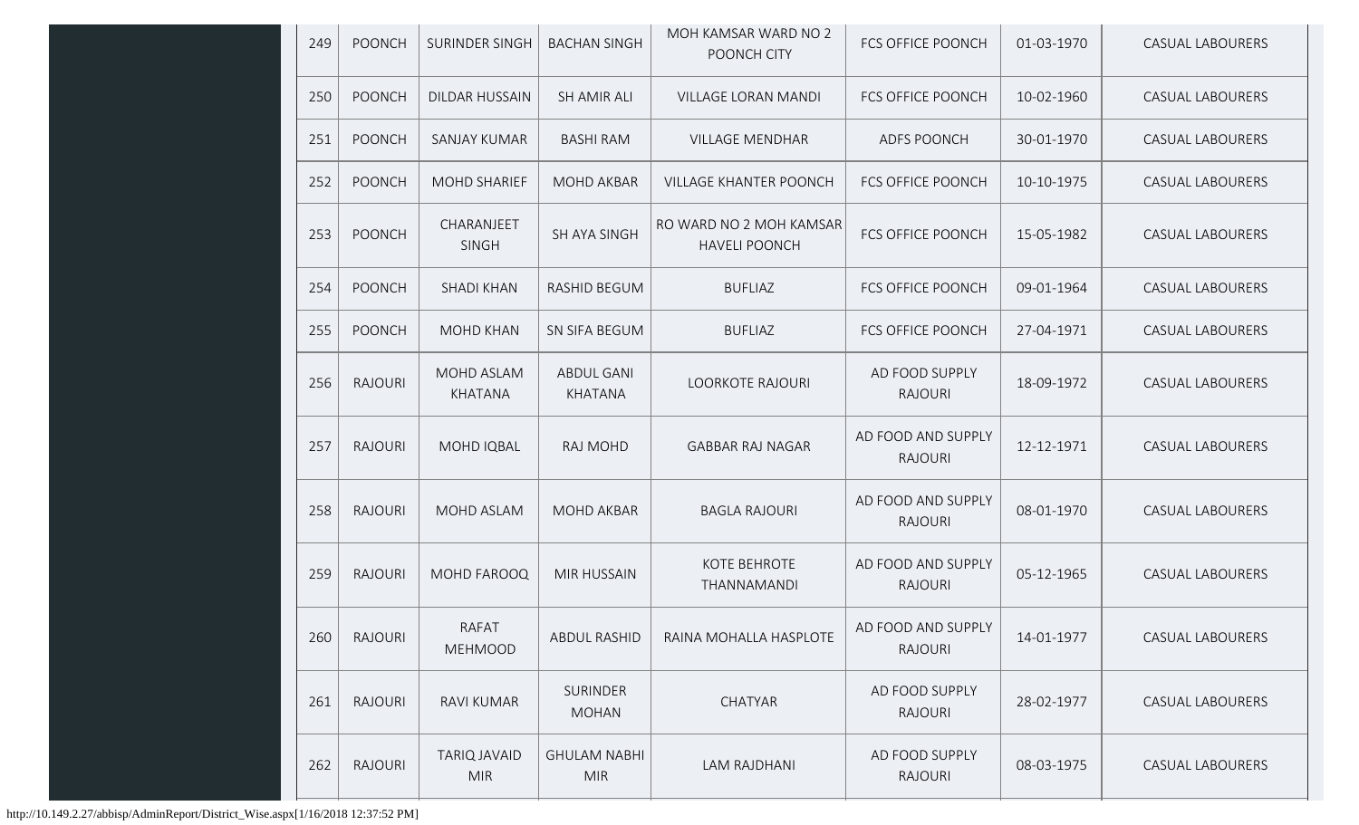| 249 | POONCH | SURINDER SINGH | BACHAN SINGH | MOH KAMSAR WARD NO 2 POONCH CITY | FCS OFFICE POONCH | 01-03-1970 | CASUAL LABOURERS |
|---|---|---|---|---|---|---|---|
| 250 | POONCH | DILDAR HUSSAIN | SH AMIR ALI | VILLAGE LORAN MANDI | FCS OFFICE POONCH | 10-02-1960 | CASUAL LABOURERS |
| 251 | POONCH | SANJAY KUMAR | BASHI RAM | VILLAGE MENDHAR | ADFS POONCH | 30-01-1970 | CASUAL LABOURERS |
| 252 | POONCH | MOHD SHARIEF | MOHD AKBAR | VILLAGE KHANTER POONCH | FCS OFFICE POONCH | 10-10-1975 | CASUAL LABOURERS |
| 253 | POONCH | CHARANJEET SINGH | SH AYA SINGH | RO WARD NO 2 MOH KAMSAR HAVELI POONCH | FCS OFFICE POONCH | 15-05-1982 | CASUAL LABOURERS |
| 254 | POONCH | SHADI KHAN | RASHID BEGUM | BUFLIAZ | FCS OFFICE POONCH | 09-01-1964 | CASUAL LABOURERS |
| 255 | POONCH | MOHD KHAN | SN SIFA BEGUM | BUFLIAZ | FCS OFFICE POONCH | 27-04-1971 | CASUAL LABOURERS |
| 256 | RAJOURI | MOHD ASLAM KHATANA | ABDUL GANI KHATANA | LOORKOTE RAJOURI | AD FOOD SUPPLY RAJOURI | 18-09-1972 | CASUAL LABOURERS |
| 257 | RAJOURI | MOHD IQBAL | RAJ MOHD | GABBAR RAJ NAGAR | AD FOOD AND SUPPLY RAJOURI | 12-12-1971 | CASUAL LABOURERS |
| 258 | RAJOURI | MOHD ASLAM | MOHD AKBAR | BAGLA RAJOURI | AD FOOD AND SUPPLY RAJOURI | 08-01-1970 | CASUAL LABOURERS |
| 259 | RAJOURI | MOHD FAROOQ | MIR HUSSAIN | KOTE BEHROTE THANNAMANDI | AD FOOD AND SUPPLY RAJOURI | 05-12-1965 | CASUAL LABOURERS |
| 260 | RAJOURI | RAFAT MEHMOOD | ABDUL RASHID | RAINA MOHALLA HASPLOTE | AD FOOD AND SUPPLY RAJOURI | 14-01-1977 | CASUAL LABOURERS |
| 261 | RAJOURI | RAVI KUMAR | SURINDER MOHAN | CHATYAR | AD FOOD SUPPLY RAJOURI | 28-02-1977 | CASUAL LABOURERS |
| 262 | RAJOURI | TARIQ JAVAID MIR | GHULAM NABHI MIR | LAM RAJDHANI | AD FOOD SUPPLY RAJOURI | 08-03-1975 | CASUAL LABOURERS |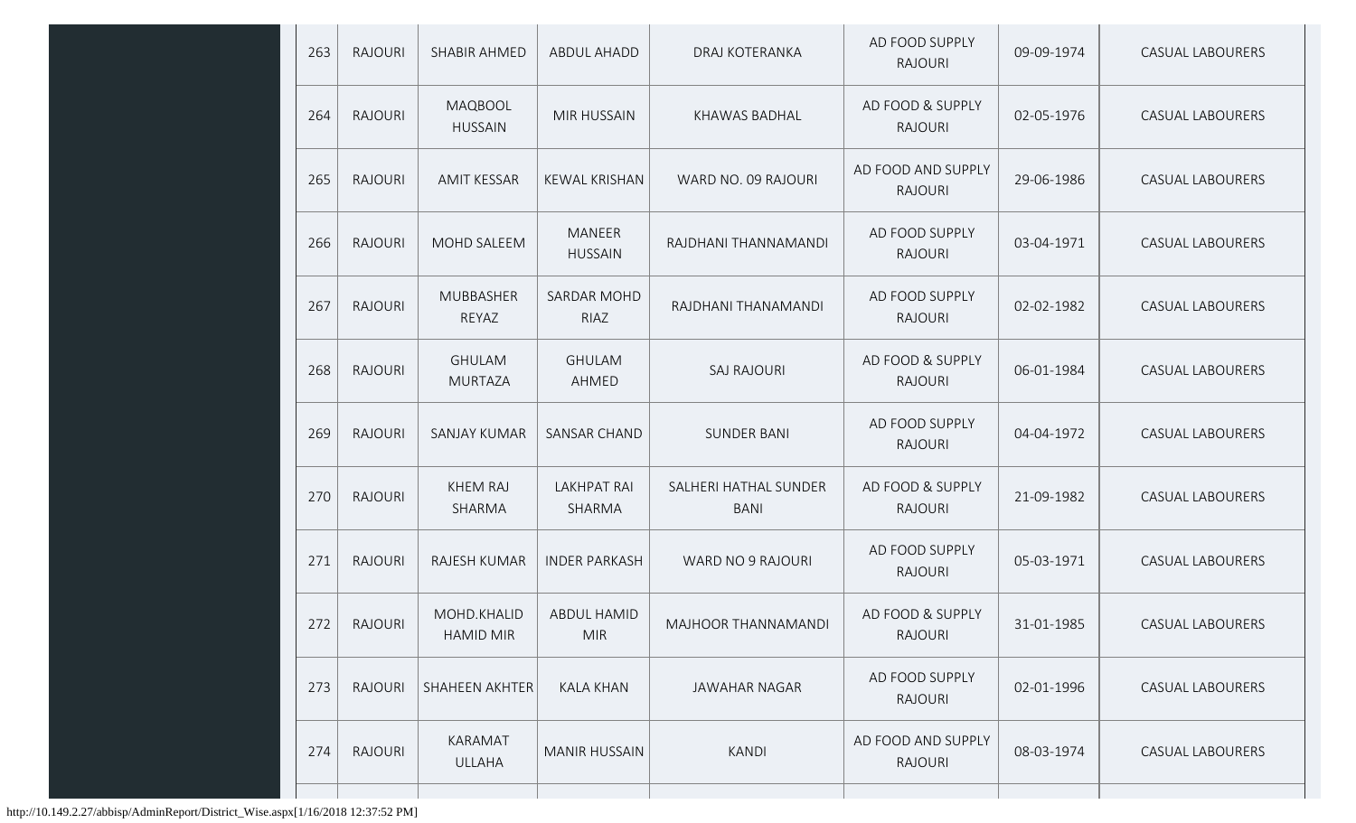| 263 | RAJOURI | SHABIR AHMED | ABDUL AHADD | DRAJ KOTERANKA | AD FOOD SUPPLY RAJOURI | 09-09-1974 | CASUAL LABOURERS |
|---|---|---|---|---|---|---|---|
| 264 | RAJOURI | MAQBOOL HUSSAIN | MIR HUSSAIN | KHAWAS BADHAL | AD FOOD & SUPPLY RAJOURI | 02-05-1976 | CASUAL LABOURERS |
| 265 | RAJOURI | AMIT KESSAR | KEWAL KRISHAN | WARD NO. 09 RAJOURI | AD FOOD AND SUPPLY RAJOURI | 29-06-1986 | CASUAL LABOURERS |
| 266 | RAJOURI | MOHD SALEEM | MANEER HUSSAIN | RAJDHANI THANNAMANDI | AD FOOD SUPPLY RAJOURI | 03-04-1971 | CASUAL LABOURERS |
| 267 | RAJOURI | MUBBASHER REYAZ | SARDAR MOHD RIAZ | RAJDHANI THANAMANDI | AD FOOD SUPPLY RAJOURI | 02-02-1982 | CASUAL LABOURERS |
| 268 | RAJOURI | GHULAM MURTAZA | GHULAM AHMED | SAJ RAJOURI | AD FOOD & SUPPLY RAJOURI | 06-01-1984 | CASUAL LABOURERS |
| 269 | RAJOURI | SANJAY KUMAR | SANSAR CHAND | SUNDER BANI | AD FOOD SUPPLY RAJOURI | 04-04-1972 | CASUAL LABOURERS |
| 270 | RAJOURI | KHEM RAJ SHARMA | LAKHPAT RAI SHARMA | SALHERI HATHAL SUNDER BANI | AD FOOD & SUPPLY RAJOURI | 21-09-1982 | CASUAL LABOURERS |
| 271 | RAJOURI | RAJESH KUMAR | INDER PARKASH | WARD NO 9 RAJOURI | AD FOOD SUPPLY RAJOURI | 05-03-1971 | CASUAL LABOURERS |
| 272 | RAJOURI | MOHD.KHALID HAMID MIR | ABDUL HAMID MIR | MAJHOOR THANNAMANDI | AD FOOD & SUPPLY RAJOURI | 31-01-1985 | CASUAL LABOURERS |
| 273 | RAJOURI | SHAHEEN AKHTER | KALA KHAN | JAWAHAR NAGAR | AD FOOD SUPPLY RAJOURI | 02-01-1996 | CASUAL LABOURERS |
| 274 | RAJOURI | KARAMAT ULLAHA | MANIR HUSSAIN | KANDI | AD FOOD AND SUPPLY RAJOURI | 08-03-1974 | CASUAL LABOURERS |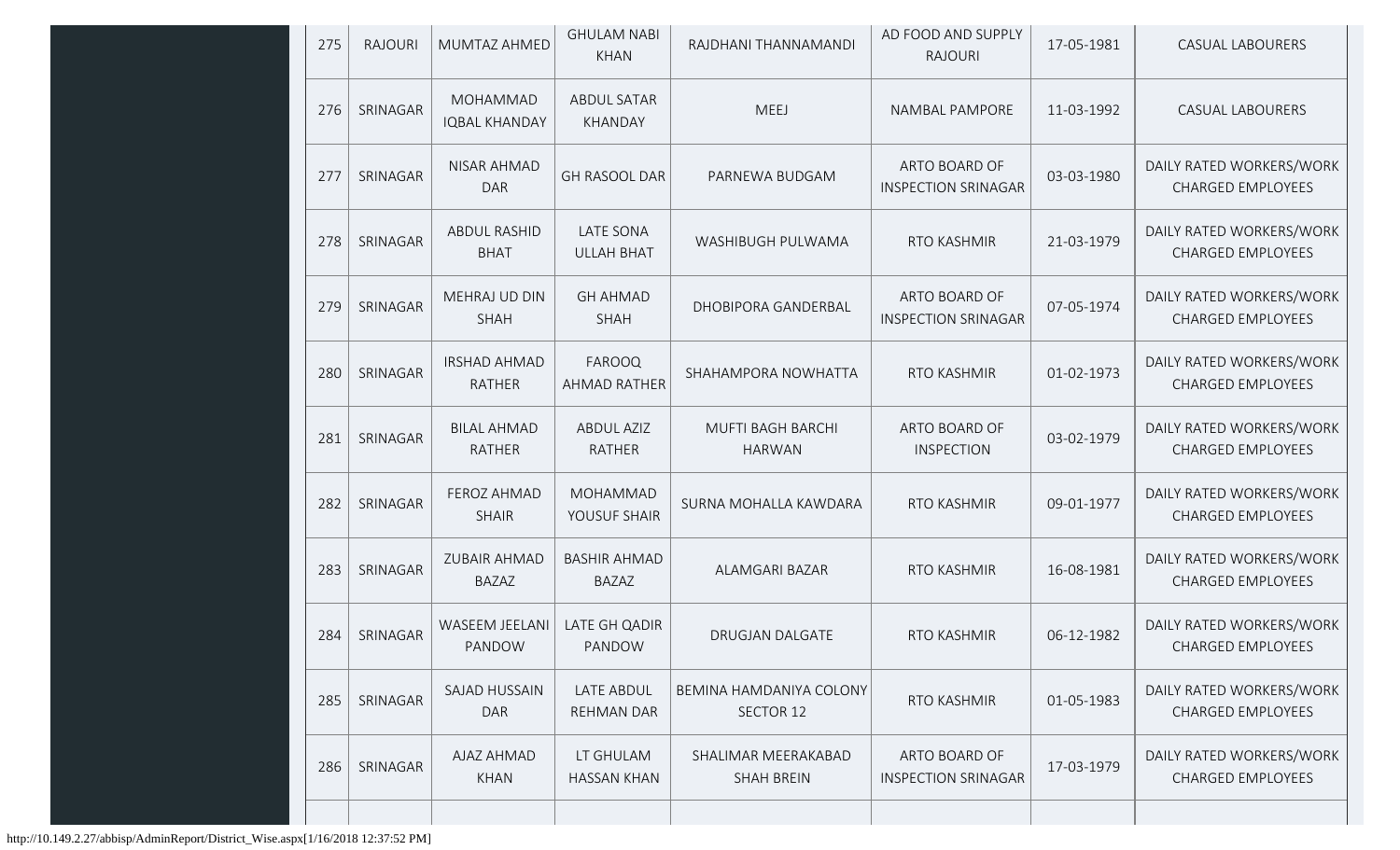| 275 | RAJOURI | MUMTAZ AHMED | GHULAM NABI KHAN | RAJDHANI THANNAMANDI | AD FOOD AND SUPPLY RAJOURI | 17-05-1981 | CASUAL LABOURERS |
|---|---|---|---|---|---|---|---|
| 276 | SRINAGAR | MOHAMMAD IQBAL KHANDAY | ABDUL SATAR KHANDAY | MEEJ | NAMBAL PAMPORE | 11-03-1992 | CASUAL LABOURERS |
| 277 | SRINAGAR | NISAR AHMAD DAR | GH RASOOL DAR | PARNEWA BUDGAM | ARTO BOARD OF INSPECTION SRINAGAR | 03-03-1980 | DAILY RATED WORKERS/WORK CHARGED EMPLOYEES |
| 278 | SRINAGAR | ABDUL RASHID BHAT | LATE SONA ULLAH BHAT | WASHIBUGH PULWAMA | RTO KASHMIR | 21-03-1979 | DAILY RATED WORKERS/WORK CHARGED EMPLOYEES |
| 279 | SRINAGAR | MEHRAJ UD DIN SHAH | GH AHMAD SHAH | DHOBIPORA GANDERBAL | ARTO BOARD OF INSPECTION SRINAGAR | 07-05-1974 | DAILY RATED WORKERS/WORK CHARGED EMPLOYEES |
| 280 | SRINAGAR | IRSHAD AHMAD RATHER | FAROOQ AHMAD RATHER | SHAHAMPORA NOWHATTA | RTO KASHMIR | 01-02-1973 | DAILY RATED WORKERS/WORK CHARGED EMPLOYEES |
| 281 | SRINAGAR | BILAL AHMAD RATHER | ABDUL AZIZ RATHER | MUFTI BAGH BARCHI HARWAN | ARTO BOARD OF INSPECTION | 03-02-1979 | DAILY RATED WORKERS/WORK CHARGED EMPLOYEES |
| 282 | SRINAGAR | FEROZ AHMAD SHAIR | MOHAMMAD YOUSUF SHAIR | SURNA MOHALLA KAWDARA | RTO KASHMIR | 09-01-1977 | DAILY RATED WORKERS/WORK CHARGED EMPLOYEES |
| 283 | SRINAGAR | ZUBAIR AHMAD BAZAZ | BASHIR AHMAD BAZAZ | ALAMGARI BAZAR | RTO KASHMIR | 16-08-1981 | DAILY RATED WORKERS/WORK CHARGED EMPLOYEES |
| 284 | SRINAGAR | WASEEM JEELANI PANDOW | LATE GH QADIR PANDOW | DRUGJAN DALGATE | RTO KASHMIR | 06-12-1982 | DAILY RATED WORKERS/WORK CHARGED EMPLOYEES |
| 285 | SRINAGAR | SAJAD HUSSAIN DAR | LATE ABDUL REHMAN DAR | BEMINA HAMDANIYA COLONY SECTOR 12 | RTO KASHMIR | 01-05-1983 | DAILY RATED WORKERS/WORK CHARGED EMPLOYEES |
| 286 | SRINAGAR | AJAZ AHMAD KHAN | LT GHULAM HASSAN KHAN | SHALIMAR MEERAKABAD SHAH BREIN | ARTO BOARD OF INSPECTION SRINAGAR | 17-03-1979 | DAILY RATED WORKERS/WORK CHARGED EMPLOYEES |

http://10.149.2.27/abbisp/AdminReport/District_Wise.aspx[1/16/2018 12:37:52 PM]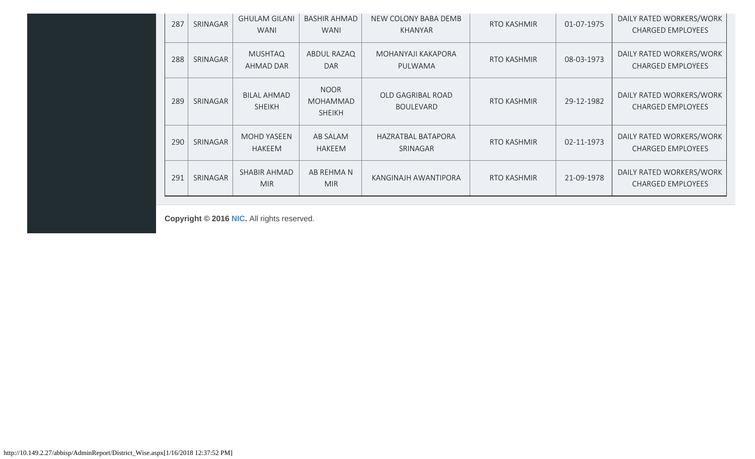| | | | | | | | |
|---|---|---|---|---|---|---|---|
| 287 | SRINAGAR | GHULAM GILANI WANI | BASHIR AHMAD WANI | NEW COLONY BABA DEMB KHANYAR | RTO KASHMIR | 01-07-1975 | DAILY RATED WORKERS/WORK CHARGED EMPLOYEES |
| 288 | SRINAGAR | MUSHTAQ AHMAD DAR | ABDUL RAZAQ DAR | MOHANYAJI KAKAPORA PULWAMA | RTO KASHMIR | 08-03-1973 | DAILY RATED WORKERS/WORK CHARGED EMPLOYEES |
| 289 | SRINAGAR | BILAL AHMAD SHEIKH | NOOR MOHAMMAD SHEIKH | OLD GAGRIBAL ROAD BOULEVARD | RTO KASHMIR | 29-12-1982 | DAILY RATED WORKERS/WORK CHARGED EMPLOYEES |
| 290 | SRINAGAR | MOHD YASEEN HAKEEM | AB SALAM HAKEEM | HAZRATBAL BATAPORA SRINAGAR | RTO KASHMIR | 02-11-1973 | DAILY RATED WORKERS/WORK CHARGED EMPLOYEES |
| 291 | SRINAGAR | SHABIR AHMAD MIR | AB REHMA N MIR | KANGINAJH AWANTIPORA | RTO KASHMIR | 21-09-1978 | DAILY RATED WORKERS/WORK CHARGED EMPLOYEES |

**Copyright © 2016 NIC.** All rights reserved.